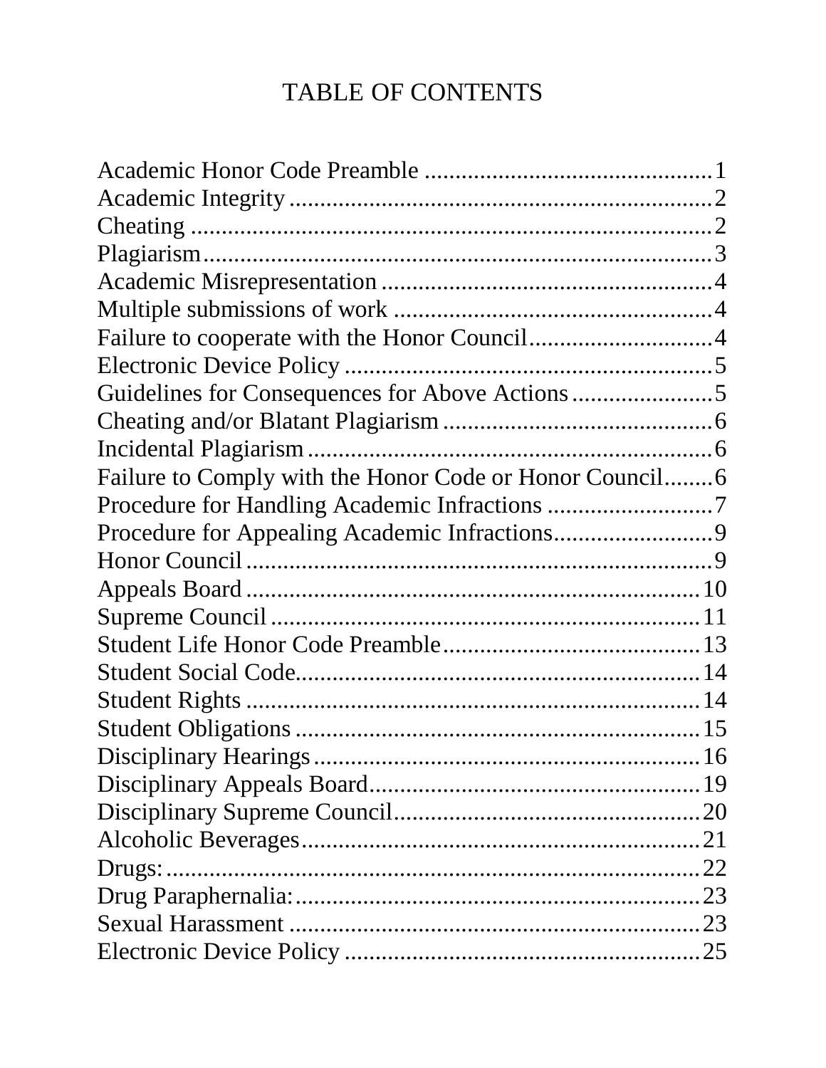# TABLE OF CONTENTS

| | |
|---|---|
| Academic Honor Code Preamble | 1 |
| Academic Integrity | 2 |
| Cheating | 2 |
| Plagiarism | 3 |
| Academic Misrepresentation | 4 |
| Multiple submissions of work | 4 |
| Failure to cooperate with the Honor Council | 4 |
| Electronic Device Policy | 5 |
| Guidelines for Consequences for Above Actions | 5 |
| Cheating and/or Blatant Plagiarism | 6 |
| Incidental Plagiarism | 6 |
| Failure to Comply with the Honor Code or Honor Council | 6 |
| Procedure for Handling Academic Infractions | 7 |
| Procedure for Appealing Academic Infractions | 9 |
| Honor Council | 9 |
| Appeals Board | 10 |
| Supreme Council | 11 |
| Student Life Honor Code Preamble | 13 |
| Student Social Code | 14 |
| Student Rights | 14 |
| Student Obligations | 15 |
| Disciplinary Hearings | 16 |
| Disciplinary Appeals Board | 19 |
| Disciplinary Supreme Council | 20 |
| Alcoholic Beverages | 21 |
| Drugs: | 22 |
| Drug Paraphernalia: | 23 |
| Sexual Harassment | 23 |
| Electronic Device Policy | 25 |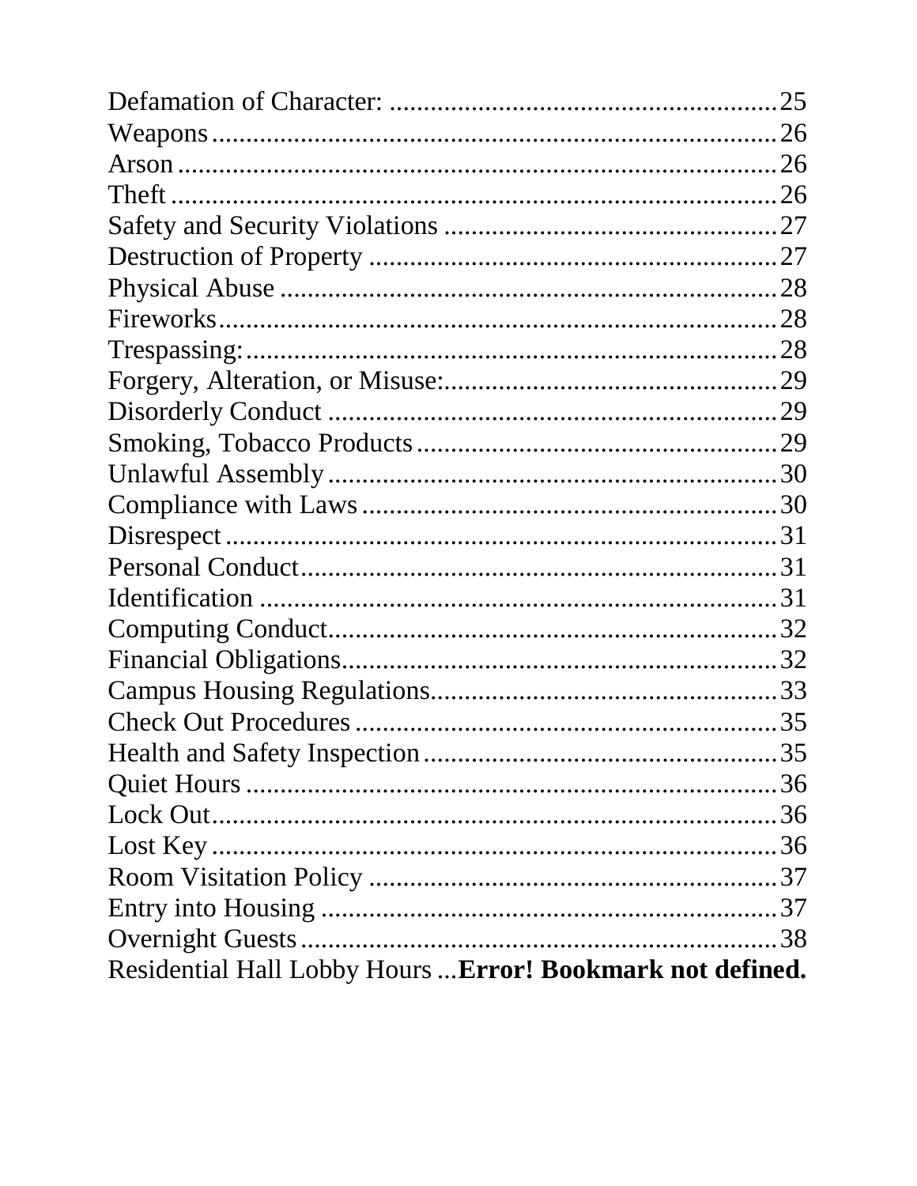Defamation of Character: ........................................................ 25
Weapons ........................................................................... 26
Arson ............................................................................... 26
Theft ................................................................................ 26
Safety and Security Violations ................................................. 27
Destruction of Property ........................................................... 27
Physical Abuse .................................................................... 28
Fireworks ........................................................................... 28
Trespassing: ........................................................................ 28
Forgery, Alteration, or Misuse: ................................................. 29
Disorderly Conduct ................................................................ 29
Smoking, Tobacco Products ..................................................... 29
Unlawful Assembly ................................................................ 30
Compliance with Laws ............................................................ 30
Disrespect .......................................................................... 31
Personal Conduct ................................................................... 31
Identification ....................................................................... 31
Computing Conduct ................................................................ 32
Financial Obligations .............................................................. 32
Campus Housing Regulations ................................................... 33
Check Out Procedures ............................................................. 35
Health and Safety Inspection .................................................... 35
Quiet Hours ......................................................................... 36
Lock Out ............................................................................. 36
Lost Key ............................................................................. 36
Room Visitation Policy ............................................................ 37
Entry into Housing ................................................................. 37
Overnight Guests ................................................................... 38
Residential Hall Lobby Hours ...**Error! Bookmark not defined.**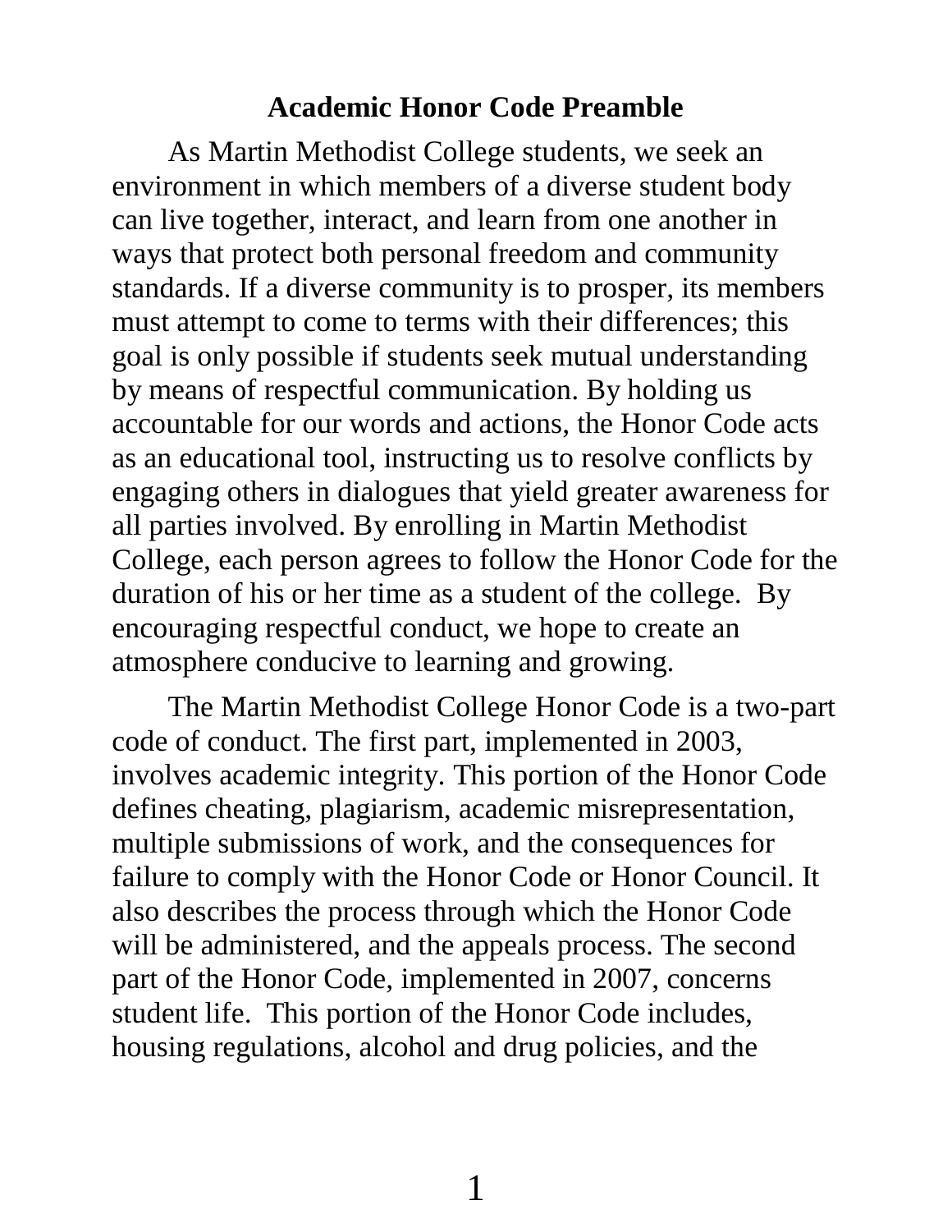## Academic Honor Code Preamble

As Martin Methodist College students, we seek an environment in which members of a diverse student body can live together, interact, and learn from one another in ways that protect both personal freedom and community standards. If a diverse community is to prosper, its members must attempt to come to terms with their differences; this goal is only possible if students seek mutual understanding by means of respectful communication. By holding us accountable for our words and actions, the Honor Code acts as an educational tool, instructing us to resolve conflicts by engaging others in dialogues that yield greater awareness for all parties involved. By enrolling in Martin Methodist College, each person agrees to follow the Honor Code for the duration of his or her time as a student of the college. By encouraging respectful conduct, we hope to create an atmosphere conducive to learning and growing.

The Martin Methodist College Honor Code is a two-part code of conduct. The first part, implemented in 2003, involves academic integrity. This portion of the Honor Code defines cheating, plagiarism, academic misrepresentation, multiple submissions of work, and the consequences for failure to comply with the Honor Code or Honor Council. It also describes the process through which the Honor Code will be administered, and the appeals process. The second part of the Honor Code, implemented in 2007, concerns student life. This portion of the Honor Code includes, housing regulations, alcohol and drug policies, and the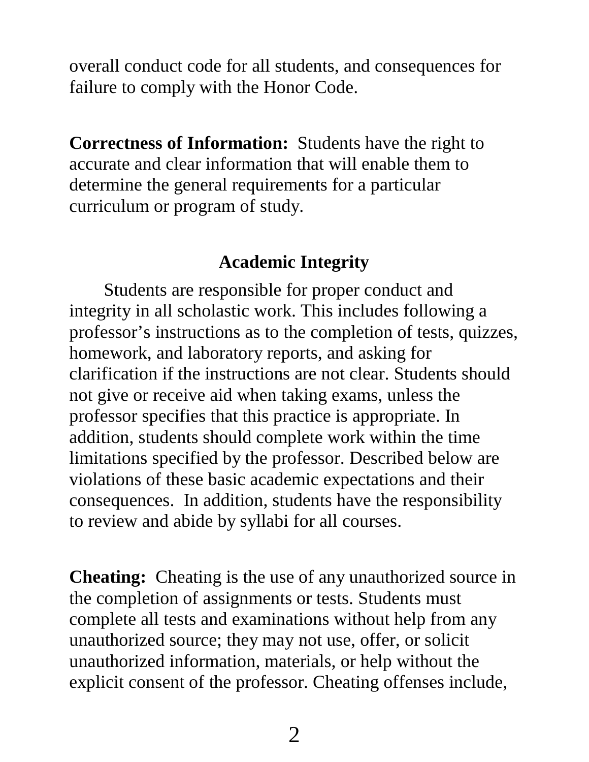overall conduct code for all students, and consequences for failure to comply with the Honor Code.

**Correctness of Information:** Students have the right to accurate and clear information that will enable them to determine the general requirements for a particular curriculum or program of study.

## Academic Integrity

Students are responsible for proper conduct and integrity in all scholastic work. This includes following a professor's instructions as to the completion of tests, quizzes, homework, and laboratory reports, and asking for clarification if the instructions are not clear. Students should not give or receive aid when taking exams, unless the professor specifies that this practice is appropriate. In addition, students should complete work within the time limitations specified by the professor. Described below are violations of these basic academic expectations and their consequences. In addition, students have the responsibility to review and abide by syllabi for all courses.

**Cheating:** Cheating is the use of any unauthorized source in the completion of assignments or tests. Students must complete all tests and examinations without help from any unauthorized source; they may not use, offer, or solicit unauthorized information, materials, or help without the explicit consent of the professor. Cheating offenses include,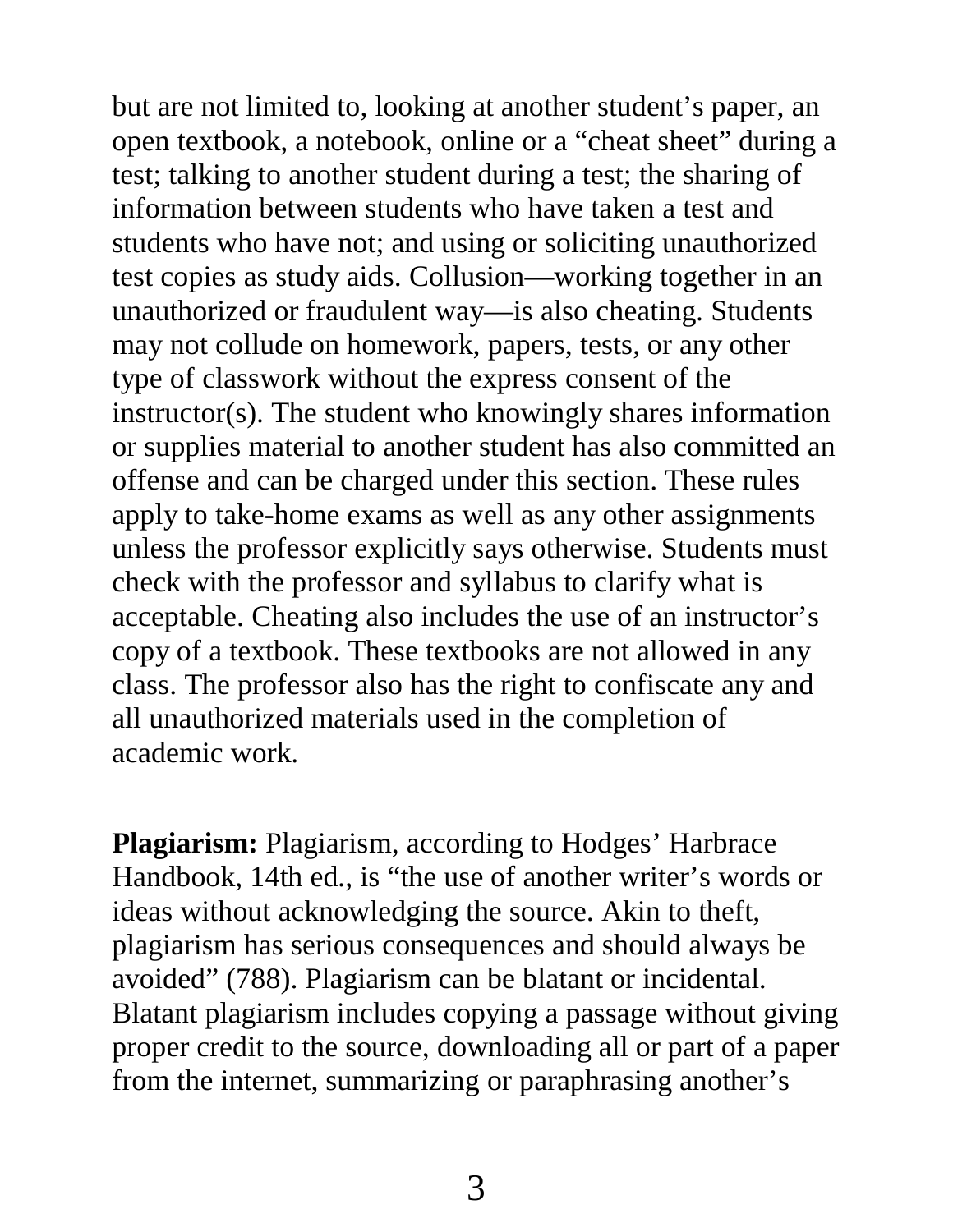but are not limited to, looking at another student’s paper, an open textbook, a notebook, online or a “cheat sheet” during a test; talking to another student during a test; the sharing of information between students who have taken a test and students who have not; and using or soliciting unauthorized test copies as study aids. Collusion—working together in an unauthorized or fraudulent way—is also cheating. Students may not collude on homework, papers, tests, or any other type of classwork without the express consent of the instructor(s). The student who knowingly shares information or supplies material to another student has also committed an offense and can be charged under this section. These rules apply to take-home exams as well as any other assignments unless the professor explicitly says otherwise. Students must check with the professor and syllabus to clarify what is acceptable. Cheating also includes the use of an instructor’s copy of a textbook. These textbooks are not allowed in any class. The professor also has the right to confiscate any and all unauthorized materials used in the completion of academic work.

**Plagiarism:** Plagiarism, according to Hodges’ Harbrace Handbook, 14th ed., is “the use of another writer’s words or ideas without acknowledging the source. Akin to theft, plagiarism has serious consequences and should always be avoided” (788). Plagiarism can be blatant or incidental. Blatant plagiarism includes copying a passage without giving proper credit to the source, downloading all or part of a paper from the internet, summarizing or paraphrasing another’s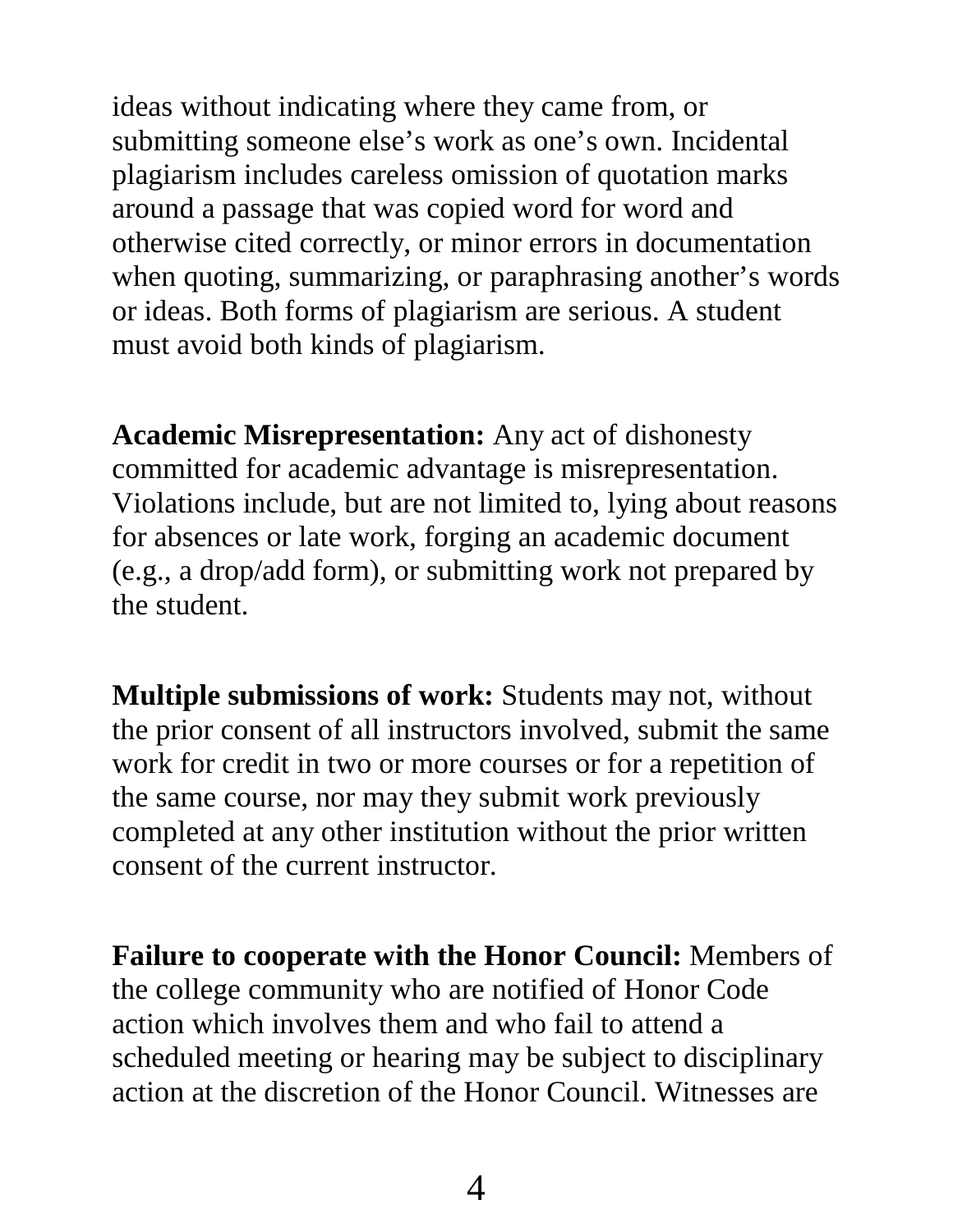ideas without indicating where they came from, or submitting someone else's work as one's own. Incidental plagiarism includes careless omission of quotation marks around a passage that was copied word for word and otherwise cited correctly, or minor errors in documentation when quoting, summarizing, or paraphrasing another's words or ideas. Both forms of plagiarism are serious. A student must avoid both kinds of plagiarism.

**Academic Misrepresentation:** Any act of dishonesty committed for academic advantage is misrepresentation. Violations include, but are not limited to, lying about reasons for absences or late work, forging an academic document (e.g., a drop/add form), or submitting work not prepared by the student.

**Multiple submissions of work:** Students may not, without the prior consent of all instructors involved, submit the same work for credit in two or more courses or for a repetition of the same course, nor may they submit work previously completed at any other institution without the prior written consent of the current instructor.

**Failure to cooperate with the Honor Council:** Members of the college community who are notified of Honor Code action which involves them and who fail to attend a scheduled meeting or hearing may be subject to disciplinary action at the discretion of the Honor Council. Witnesses are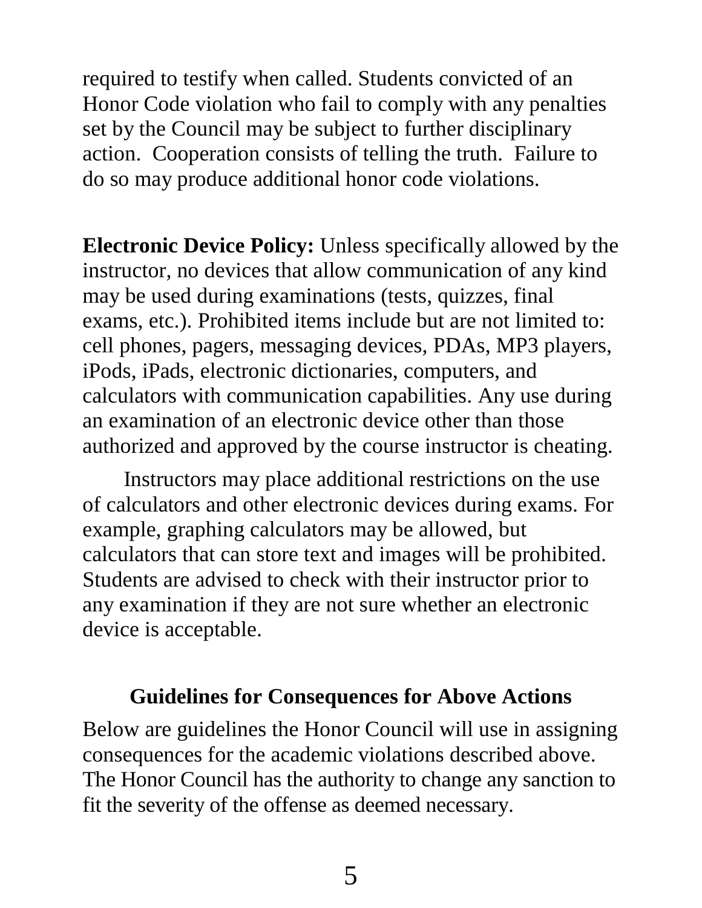required to testify when called. Students convicted of an Honor Code violation who fail to comply with any penalties set by the Council may be subject to further disciplinary action. Cooperation consists of telling the truth. Failure to do so may produce additional honor code violations.

**Electronic Device Policy:** Unless specifically allowed by the instructor, no devices that allow communication of any kind may be used during examinations (tests, quizzes, final exams, etc.). Prohibited items include but are not limited to: cell phones, pagers, messaging devices, PDAs, MP3 players, iPods, iPads, electronic dictionaries, computers, and calculators with communication capabilities. Any use during an examination of an electronic device other than those authorized and approved by the course instructor is cheating.

Instructors may place additional restrictions on the use of calculators and other electronic devices during exams. For example, graphing calculators may be allowed, but calculators that can store text and images will be prohibited. Students are advised to check with their instructor prior to any examination if they are not sure whether an electronic device is acceptable.

## Guidelines for Consequences for Above Actions

Below are guidelines the Honor Council will use in assigning consequences for the academic violations described above. The Honor Council has the authority to change any sanction to fit the severity of the offense as deemed necessary.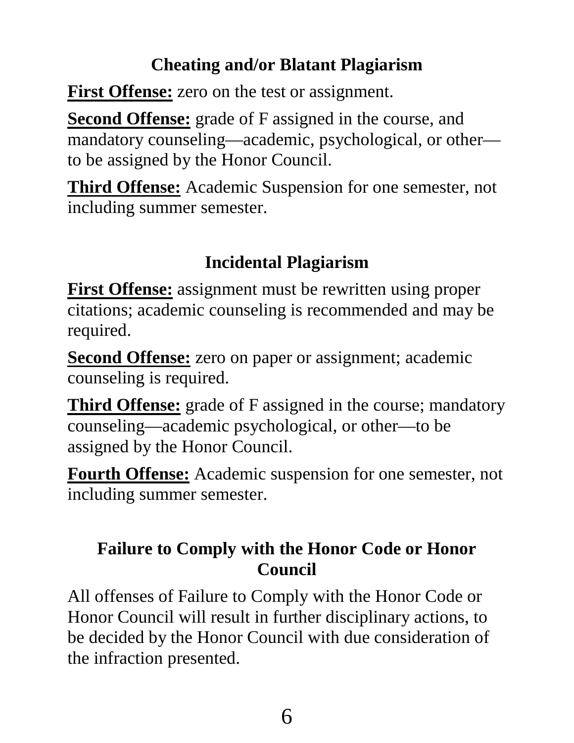### Cheating and/or Blatant Plagiarism

**First Offense:** zero on the test or assignment.

**Second Offense:** grade of F assigned in the course, and mandatory counseling—academic, psychological, or other—to be assigned by the Honor Council.

**Third Offense:** Academic Suspension for one semester, not including summer semester.

### Incidental Plagiarism

**First Offense:** assignment must be rewritten using proper citations; academic counseling is recommended and may be required.

**Second Offense:** zero on paper or assignment; academic counseling is required.

**Third Offense:** grade of F assigned in the course; mandatory counseling—academic psychological, or other—to be assigned by the Honor Council.

**Fourth Offense:** Academic suspension for one semester, not including summer semester.

### Failure to Comply with the Honor Code or Honor Council

All offenses of Failure to Comply with the Honor Code or Honor Council will result in further disciplinary actions, to be decided by the Honor Council with due consideration of the infraction presented.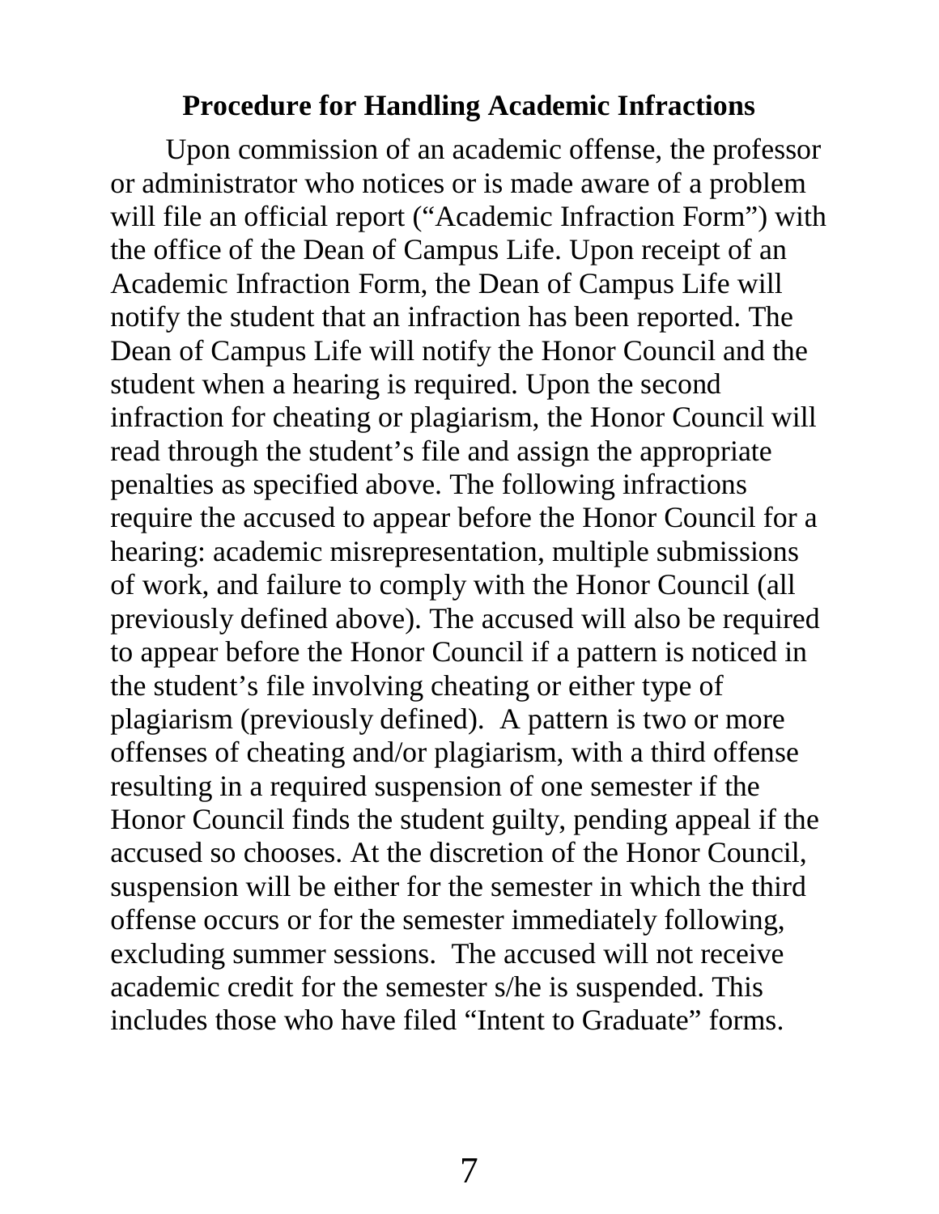## Procedure for Handling Academic Infractions

Upon commission of an academic offense, the professor or administrator who notices or is made aware of a problem will file an official report ("Academic Infraction Form") with the office of the Dean of Campus Life. Upon receipt of an Academic Infraction Form, the Dean of Campus Life will notify the student that an infraction has been reported. The Dean of Campus Life will notify the Honor Council and the student when a hearing is required. Upon the second infraction for cheating or plagiarism, the Honor Council will read through the student's file and assign the appropriate penalties as specified above. The following infractions require the accused to appear before the Honor Council for a hearing: academic misrepresentation, multiple submissions of work, and failure to comply with the Honor Council (all previously defined above). The accused will also be required to appear before the Honor Council if a pattern is noticed in the student's file involving cheating or either type of plagiarism (previously defined). A pattern is two or more offenses of cheating and/or plagiarism, with a third offense resulting in a required suspension of one semester if the Honor Council finds the student guilty, pending appeal if the accused so chooses. At the discretion of the Honor Council, suspension will be either for the semester in which the third offense occurs or for the semester immediately following, excluding summer sessions. The accused will not receive academic credit for the semester s/he is suspended. This includes those who have filed "Intent to Graduate" forms.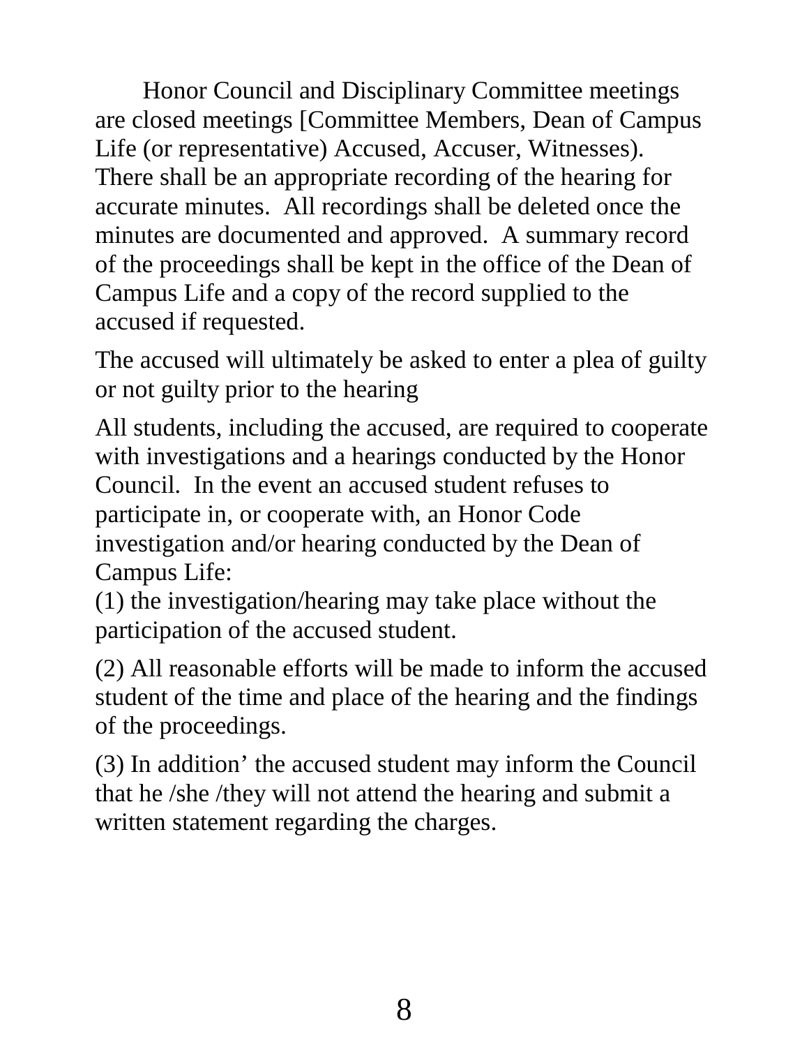Honor Council and Disciplinary Committee meetings are closed meetings [Committee Members, Dean of Campus Life (or representative) Accused, Accuser, Witnesses). There shall be an appropriate recording of the hearing for accurate minutes. All recordings shall be deleted once the minutes are documented and approved. A summary record of the proceedings shall be kept in the office of the Dean of Campus Life and a copy of the record supplied to the accused if requested.

The accused will ultimately be asked to enter a plea of guilty or not guilty prior to the hearing

All students, including the accused, are required to cooperate with investigations and a hearings conducted by the Honor Council. In the event an accused student refuses to participate in, or cooperate with, an Honor Code investigation and/or hearing conducted by the Dean of Campus Life:
(1) the investigation/hearing may take place without the participation of the accused student.

(2) All reasonable efforts will be made to inform the accused student of the time and place of the hearing and the findings of the proceedings.

(3) In addition' the accused student may inform the Council that he /she /they will not attend the hearing and submit a written statement regarding the charges.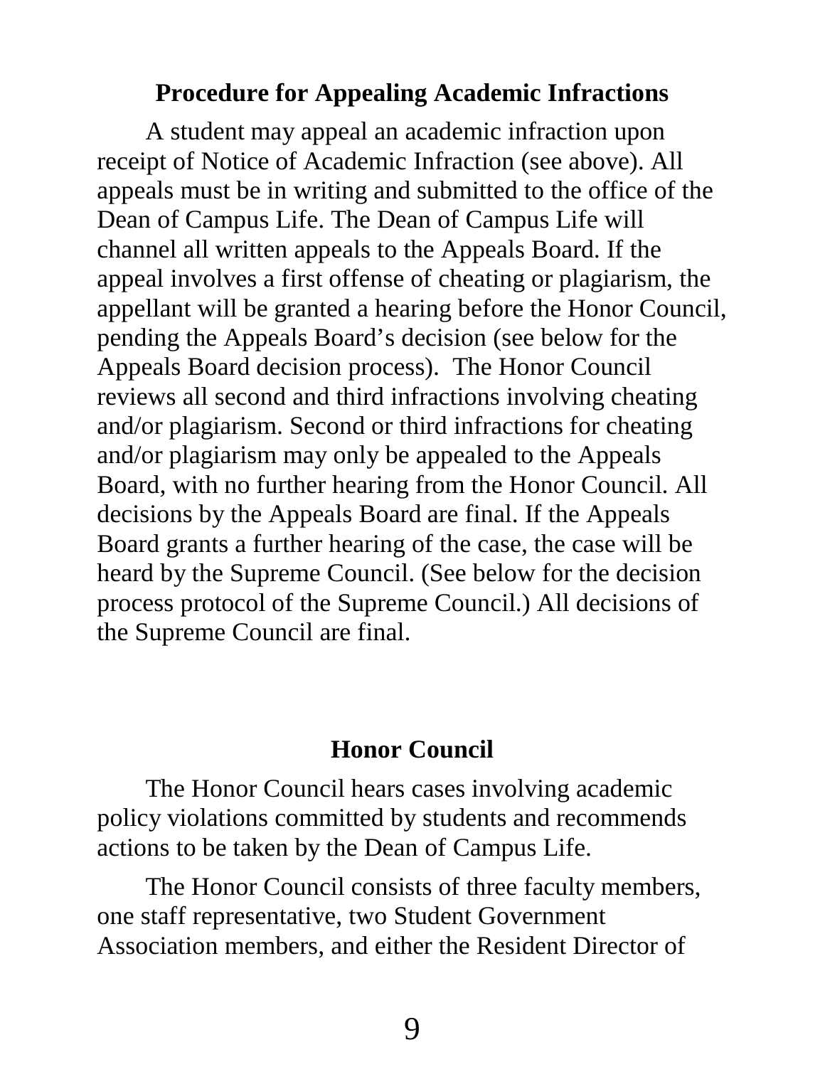## Procedure for Appealing Academic Infractions

A student may appeal an academic infraction upon receipt of Notice of Academic Infraction (see above). All appeals must be in writing and submitted to the office of the Dean of Campus Life. The Dean of Campus Life will channel all written appeals to the Appeals Board. If the appeal involves a first offense of cheating or plagiarism, the appellant will be granted a hearing before the Honor Council, pending the Appeals Board's decision (see below for the Appeals Board decision process). The Honor Council reviews all second and third infractions involving cheating and/or plagiarism. Second or third infractions for cheating and/or plagiarism may only be appealed to the Appeals Board, with no further hearing from the Honor Council. All decisions by the Appeals Board are final. If the Appeals Board grants a further hearing of the case, the case will be heard by the Supreme Council. (See below for the decision process protocol of the Supreme Council.) All decisions of the Supreme Council are final.

## Honor Council

The Honor Council hears cases involving academic policy violations committed by students and recommends actions to be taken by the Dean of Campus Life.

The Honor Council consists of three faculty members, one staff representative, two Student Government Association members, and either the Resident Director of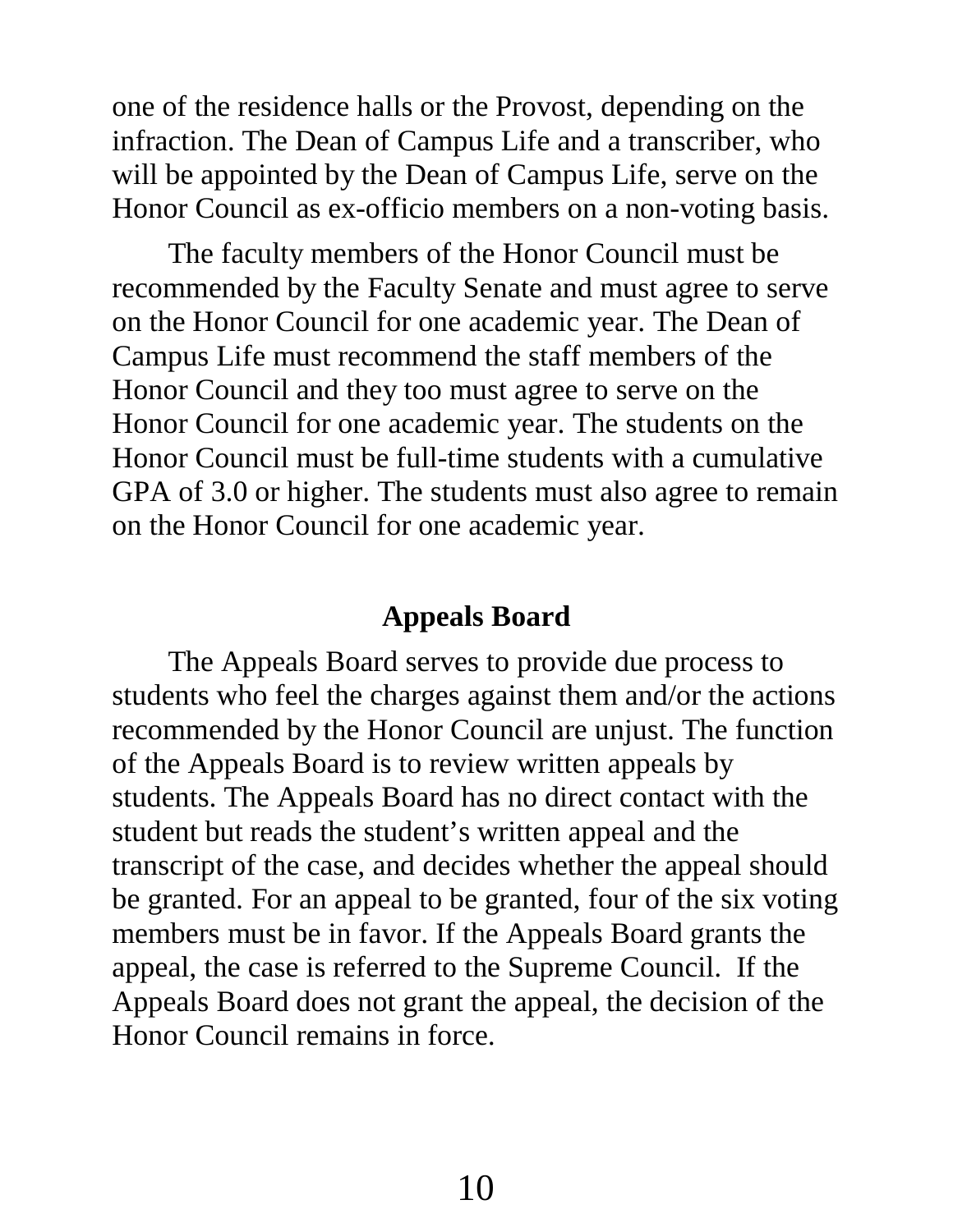one of the residence halls or the Provost, depending on the infraction. The Dean of Campus Life and a transcriber, who will be appointed by the Dean of Campus Life, serve on the Honor Council as ex-officio members on a non-voting basis.

The faculty members of the Honor Council must be recommended by the Faculty Senate and must agree to serve on the Honor Council for one academic year. The Dean of Campus Life must recommend the staff members of the Honor Council and they too must agree to serve on the Honor Council for one academic year. The students on the Honor Council must be full-time students with a cumulative GPA of 3.0 or higher. The students must also agree to remain on the Honor Council for one academic year.

## Appeals Board

The Appeals Board serves to provide due process to students who feel the charges against them and/or the actions recommended by the Honor Council are unjust. The function of the Appeals Board is to review written appeals by students. The Appeals Board has no direct contact with the student but reads the student's written appeal and the transcript of the case, and decides whether the appeal should be granted. For an appeal to be granted, four of the six voting members must be in favor. If the Appeals Board grants the appeal, the case is referred to the Supreme Council. If the Appeals Board does not grant the appeal, the decision of the Honor Council remains in force.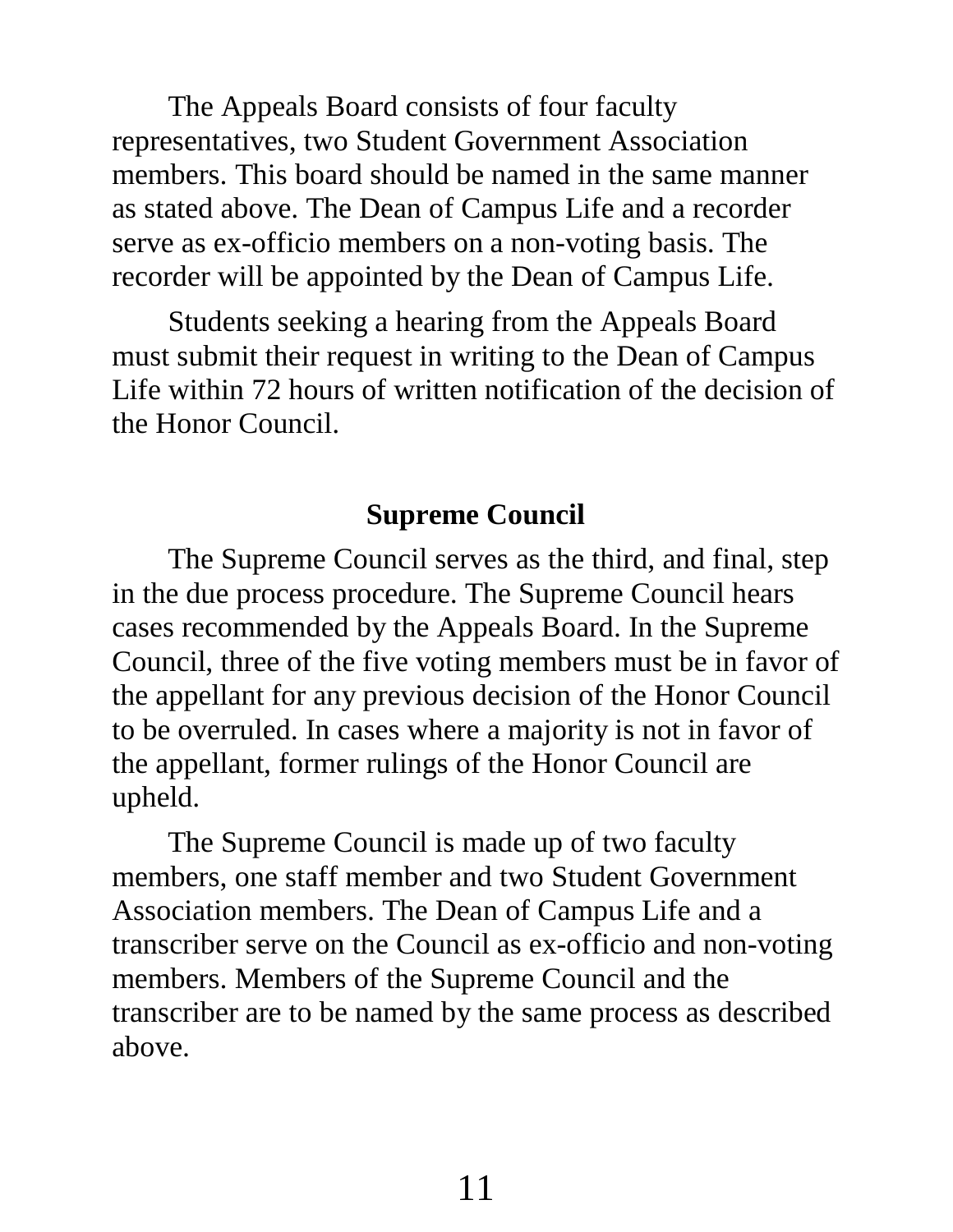The Appeals Board consists of four faculty representatives, two Student Government Association members. This board should be named in the same manner as stated above. The Dean of Campus Life and a recorder serve as ex-officio members on a non-voting basis. The recorder will be appointed by the Dean of Campus Life.

Students seeking a hearing from the Appeals Board must submit their request in writing to the Dean of Campus Life within 72 hours of written notification of the decision of the Honor Council.

## Supreme Council

The Supreme Council serves as the third, and final, step in the due process procedure. The Supreme Council hears cases recommended by the Appeals Board. In the Supreme Council, three of the five voting members must be in favor of the appellant for any previous decision of the Honor Council to be overruled. In cases where a majority is not in favor of the appellant, former rulings of the Honor Council are upheld.

The Supreme Council is made up of two faculty members, one staff member and two Student Government Association members. The Dean of Campus Life and a transcriber serve on the Council as ex-officio and non-voting members. Members of the Supreme Council and the transcriber are to be named by the same process as described above.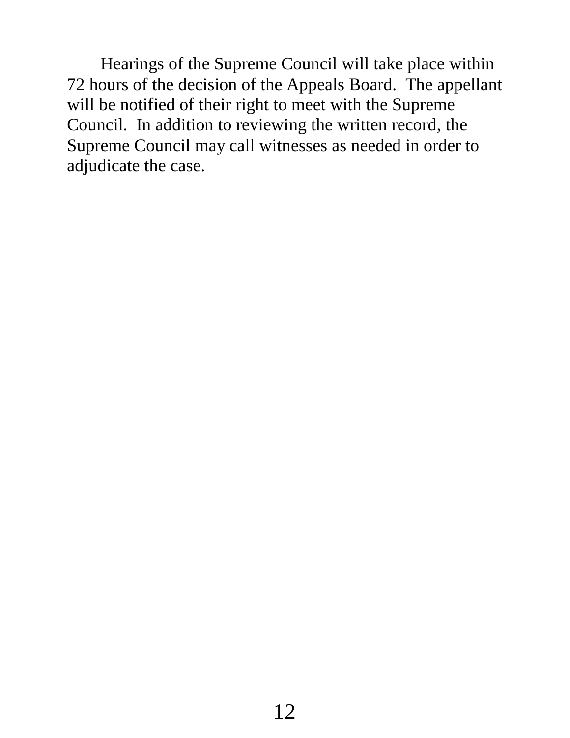Hearings of the Supreme Council will take place within 72 hours of the decision of the Appeals Board.  The appellant will be notified of their right to meet with the Supreme Council.  In addition to reviewing the written record, the Supreme Council may call witnesses as needed in order to adjudicate the case.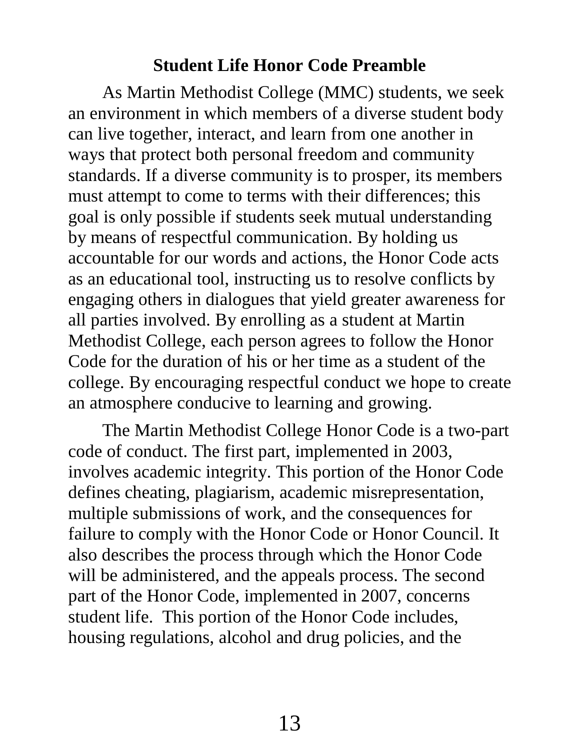## Student Life Honor Code Preamble

As Martin Methodist College (MMC) students, we seek an environment in which members of a diverse student body can live together, interact, and learn from one another in ways that protect both personal freedom and community standards. If a diverse community is to prosper, its members must attempt to come to terms with their differences; this goal is only possible if students seek mutual understanding by means of respectful communication. By holding us accountable for our words and actions, the Honor Code acts as an educational tool, instructing us to resolve conflicts by engaging others in dialogues that yield greater awareness for all parties involved. By enrolling as a student at Martin Methodist College, each person agrees to follow the Honor Code for the duration of his or her time as a student of the college. By encouraging respectful conduct we hope to create an atmosphere conducive to learning and growing.

The Martin Methodist College Honor Code is a two-part code of conduct. The first part, implemented in 2003, involves academic integrity. This portion of the Honor Code defines cheating, plagiarism, academic misrepresentation, multiple submissions of work, and the consequences for failure to comply with the Honor Code or Honor Council. It also describes the process through which the Honor Code will be administered, and the appeals process. The second part of the Honor Code, implemented in 2007, concerns student life. This portion of the Honor Code includes, housing regulations, alcohol and drug policies, and the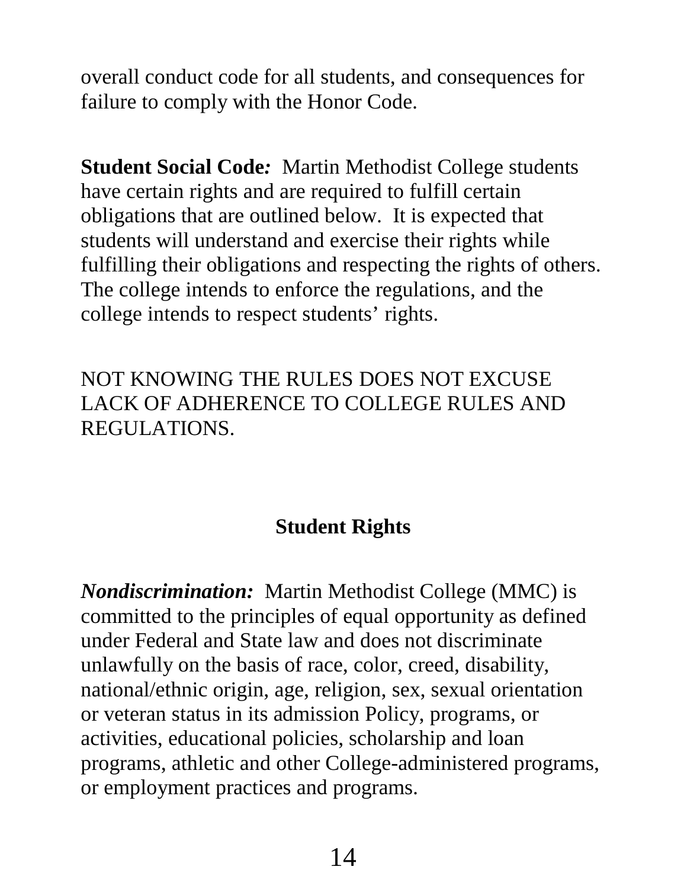overall conduct code for all students, and consequences for failure to comply with the Honor Code.

**Student Social Code***:* Martin Methodist College students have certain rights and are required to fulfill certain obligations that are outlined below. It is expected that students will understand and exercise their rights while fulfilling their obligations and respecting the rights of others. The college intends to enforce the regulations, and the college intends to respect students' rights.

NOT KNOWING THE RULES DOES NOT EXCUSE LACK OF ADHERENCE TO COLLEGE RULES AND REGULATIONS.

## Student Rights

***Nondiscrimination:*** Martin Methodist College (MMC) is committed to the principles of equal opportunity as defined under Federal and State law and does not discriminate unlawfully on the basis of race, color, creed, disability, national/ethnic origin, age, religion, sex, sexual orientation or veteran status in its admission Policy, programs, or activities, educational policies, scholarship and loan programs, athletic and other College-administered programs, or employment practices and programs.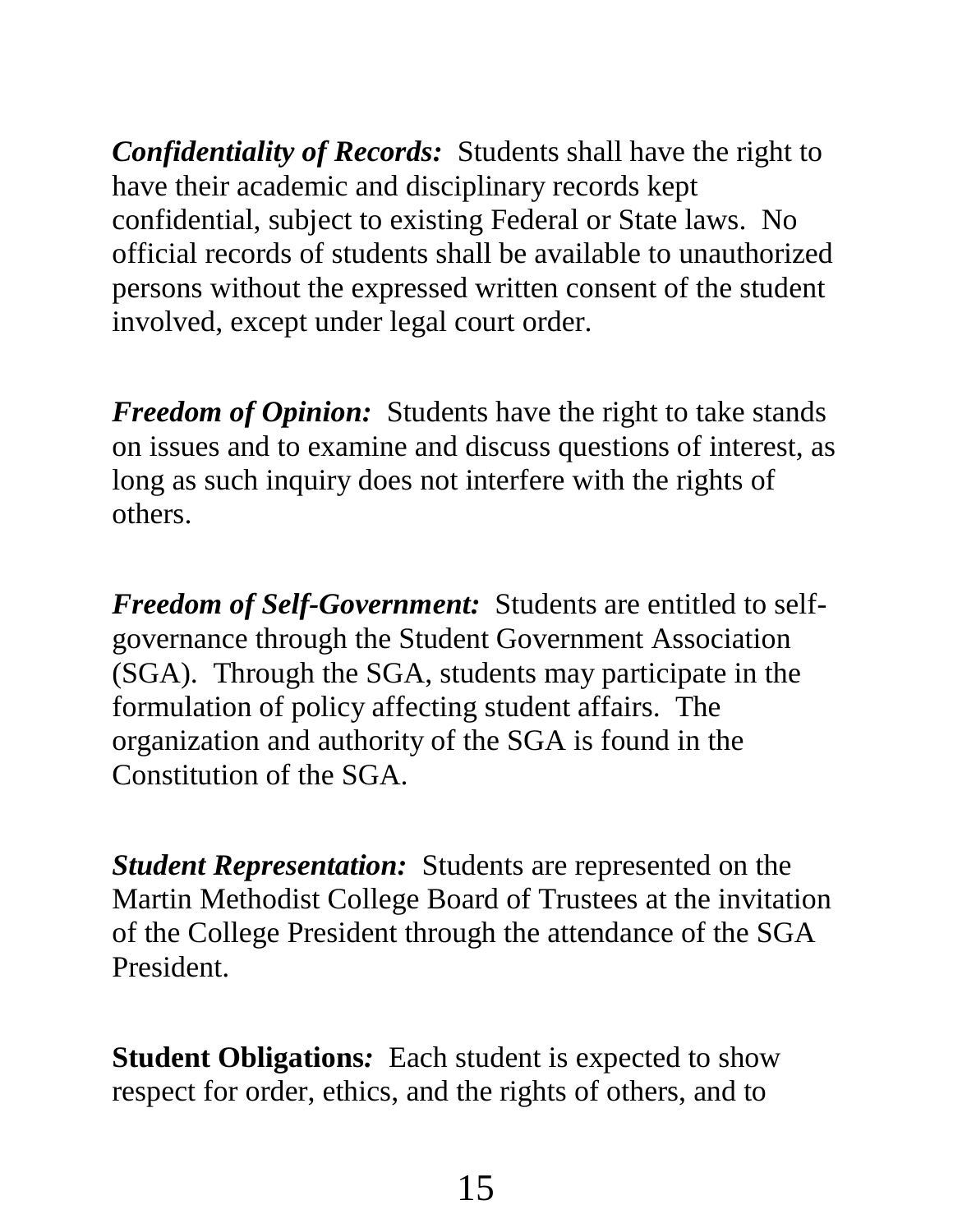***Confidentiality of Records:*** Students shall have the right to have their academic and disciplinary records kept confidential, subject to existing Federal or State laws. No official records of students shall be available to unauthorized persons without the expressed written consent of the student involved, except under legal court order.

***Freedom of Opinion:*** Students have the right to take stands on issues and to examine and discuss questions of interest, as long as such inquiry does not interfere with the rights of others.

***Freedom of Self-Government:*** Students are entitled to self-governance through the Student Government Association (SGA). Through the SGA, students may participate in the formulation of policy affecting student affairs. The organization and authority of the SGA is found in the Constitution of the SGA.

***Student Representation:*** Students are represented on the Martin Methodist College Board of Trustees at the invitation of the College President through the attendance of the SGA President.

**Student Obligations*:*** Each student is expected to show respect for order, ethics, and the rights of others, and to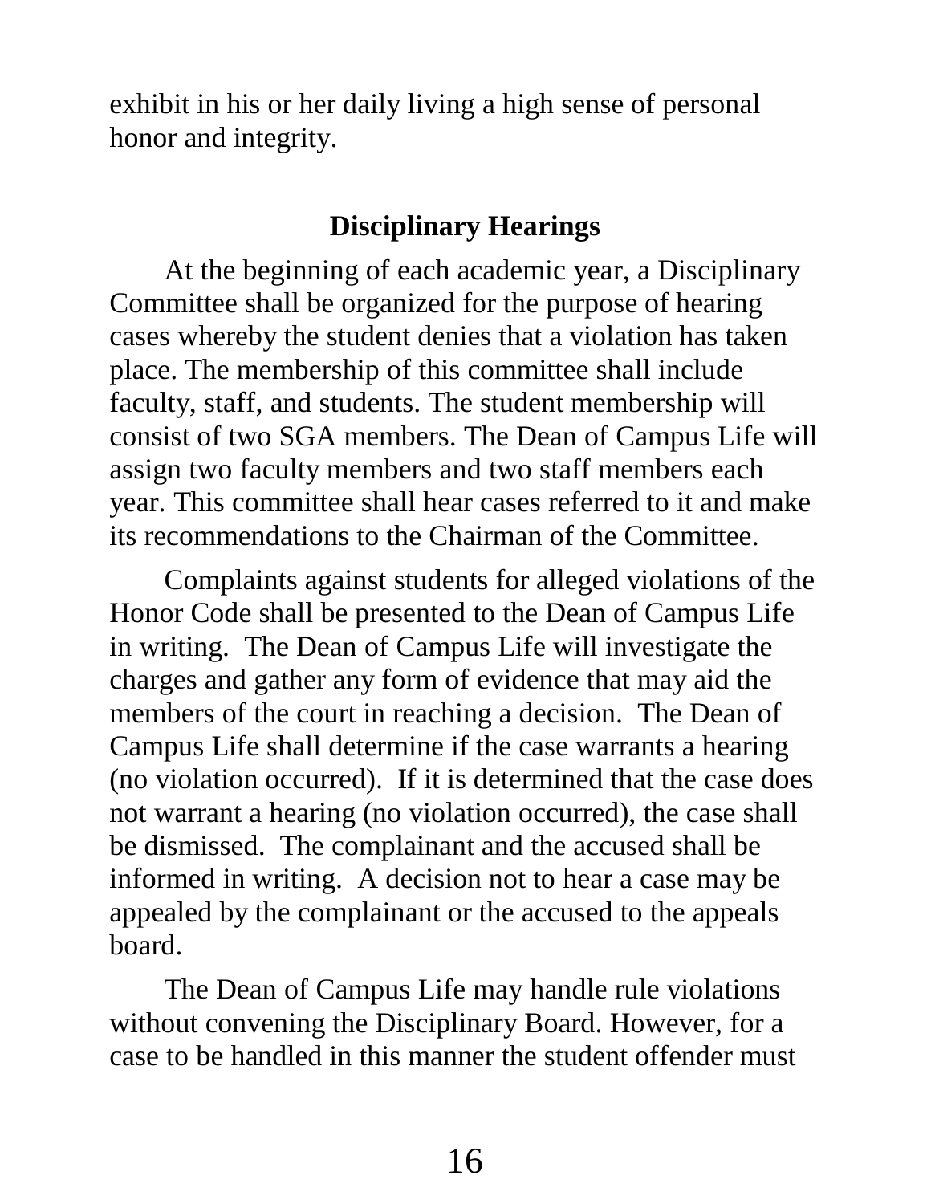exhibit in his or her daily living a high sense of personal honor and integrity.

## Disciplinary Hearings

At the beginning of each academic year, a Disciplinary Committee shall be organized for the purpose of hearing cases whereby the student denies that a violation has taken place. The membership of this committee shall include faculty, staff, and students. The student membership will consist of two SGA members. The Dean of Campus Life will assign two faculty members and two staff members each year. This committee shall hear cases referred to it and make its recommendations to the Chairman of the Committee.

Complaints against students for alleged violations of the Honor Code shall be presented to the Dean of Campus Life in writing. The Dean of Campus Life will investigate the charges and gather any form of evidence that may aid the members of the court in reaching a decision. The Dean of Campus Life shall determine if the case warrants a hearing (no violation occurred). If it is determined that the case does not warrant a hearing (no violation occurred), the case shall be dismissed. The complainant and the accused shall be informed in writing. A decision not to hear a case may be appealed by the complainant or the accused to the appeals board.

The Dean of Campus Life may handle rule violations without convening the Disciplinary Board. However, for a case to be handled in this manner the student offender must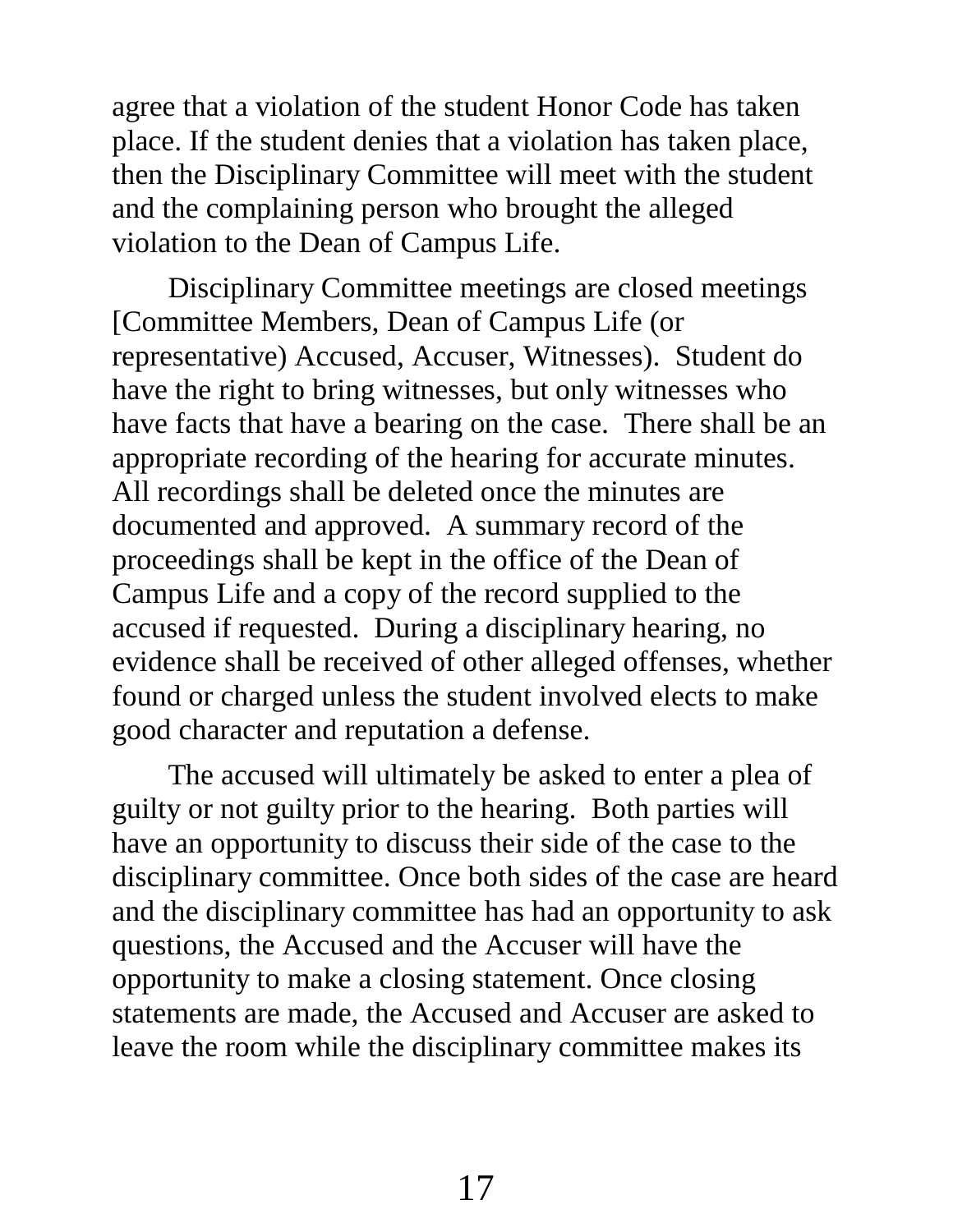agree that a violation of the student Honor Code has taken place. If the student denies that a violation has taken place, then the Disciplinary Committee will meet with the student and the complaining person who brought the alleged violation to the Dean of Campus Life.

Disciplinary Committee meetings are closed meetings [Committee Members, Dean of Campus Life (or representative) Accused, Accuser, Witnesses). Student do have the right to bring witnesses, but only witnesses who have facts that have a bearing on the case. There shall be an appropriate recording of the hearing for accurate minutes. All recordings shall be deleted once the minutes are documented and approved. A summary record of the proceedings shall be kept in the office of the Dean of Campus Life and a copy of the record supplied to the accused if requested. During a disciplinary hearing, no evidence shall be received of other alleged offenses, whether found or charged unless the student involved elects to make good character and reputation a defense.

The accused will ultimately be asked to enter a plea of guilty or not guilty prior to the hearing. Both parties will have an opportunity to discuss their side of the case to the disciplinary committee. Once both sides of the case are heard and the disciplinary committee has had an opportunity to ask questions, the Accused and the Accuser will have the opportunity to make a closing statement. Once closing statements are made, the Accused and Accuser are asked to leave the room while the disciplinary committee makes its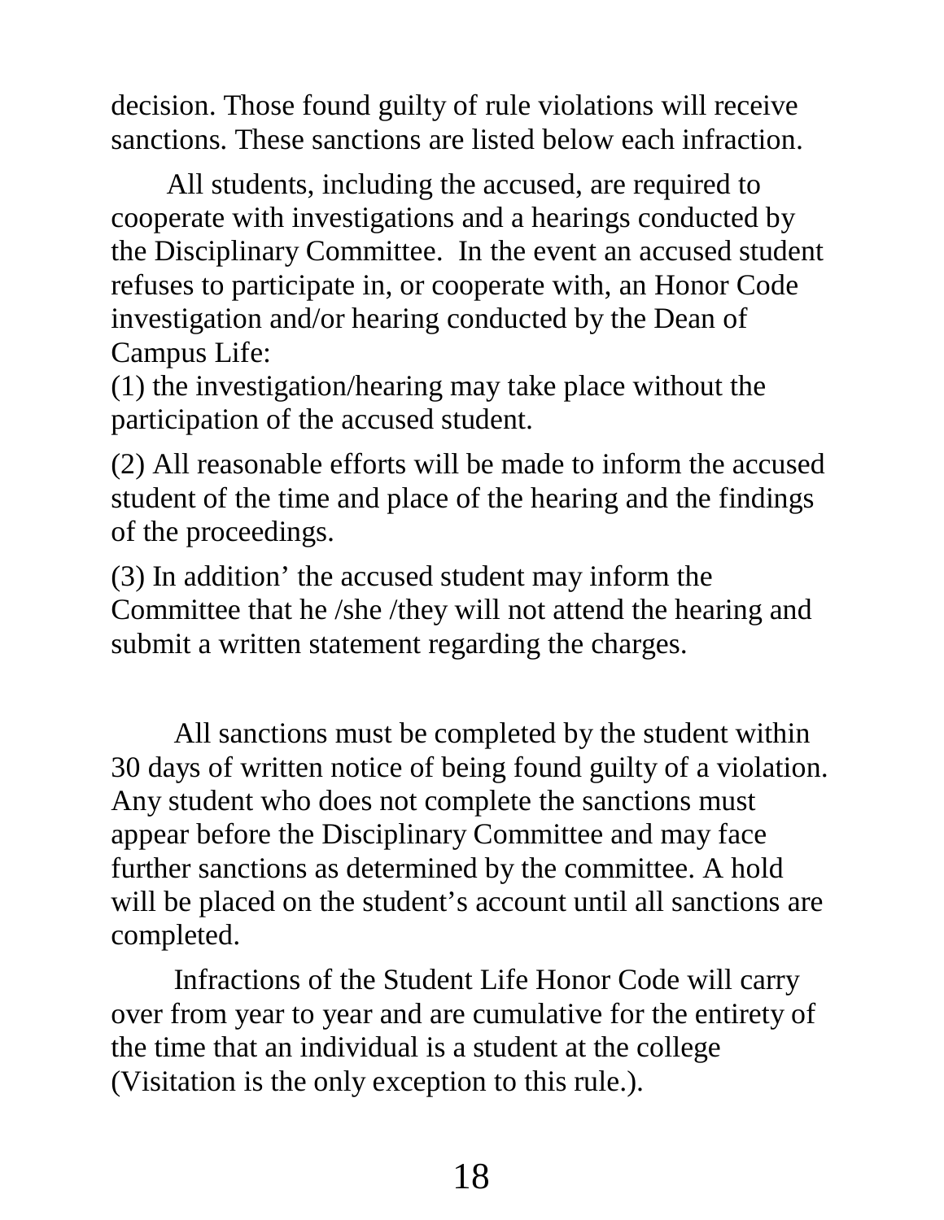decision. Those found guilty of rule violations will receive sanctions. These sanctions are listed below each infraction.

All students, including the accused, are required to cooperate with investigations and a hearings conducted by the Disciplinary Committee. In the event an accused student refuses to participate in, or cooperate with, an Honor Code investigation and/or hearing conducted by the Dean of Campus Life:

(1) the investigation/hearing may take place without the participation of the accused student.

(2) All reasonable efforts will be made to inform the accused student of the time and place of the hearing and the findings of the proceedings.

(3) In addition’ the accused student may inform the Committee that he /she /they will not attend the hearing and submit a written statement regarding the charges.

All sanctions must be completed by the student within 30 days of written notice of being found guilty of a violation. Any student who does not complete the sanctions must appear before the Disciplinary Committee and may face further sanctions as determined by the committee. A hold will be placed on the student’s account until all sanctions are completed.

Infractions of the Student Life Honor Code will carry over from year to year and are cumulative for the entirety of the time that an individual is a student at the college (Visitation is the only exception to this rule.).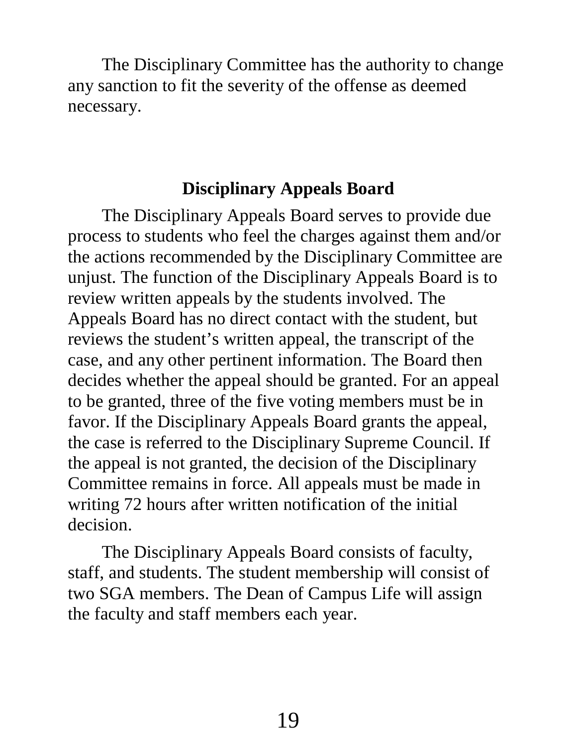The Disciplinary Committee has the authority to change any sanction to fit the severity of the offense as deemed necessary.

## Disciplinary Appeals Board

The Disciplinary Appeals Board serves to provide due process to students who feel the charges against them and/or the actions recommended by the Disciplinary Committee are unjust. The function of the Disciplinary Appeals Board is to review written appeals by the students involved. The Appeals Board has no direct contact with the student, but reviews the student's written appeal, the transcript of the case, and any other pertinent information. The Board then decides whether the appeal should be granted. For an appeal to be granted, three of the five voting members must be in favor. If the Disciplinary Appeals Board grants the appeal, the case is referred to the Disciplinary Supreme Council. If the appeal is not granted, the decision of the Disciplinary Committee remains in force. All appeals must be made in writing 72 hours after written notification of the initial decision.

The Disciplinary Appeals Board consists of faculty, staff, and students. The student membership will consist of two SGA members. The Dean of Campus Life will assign the faculty and staff members each year.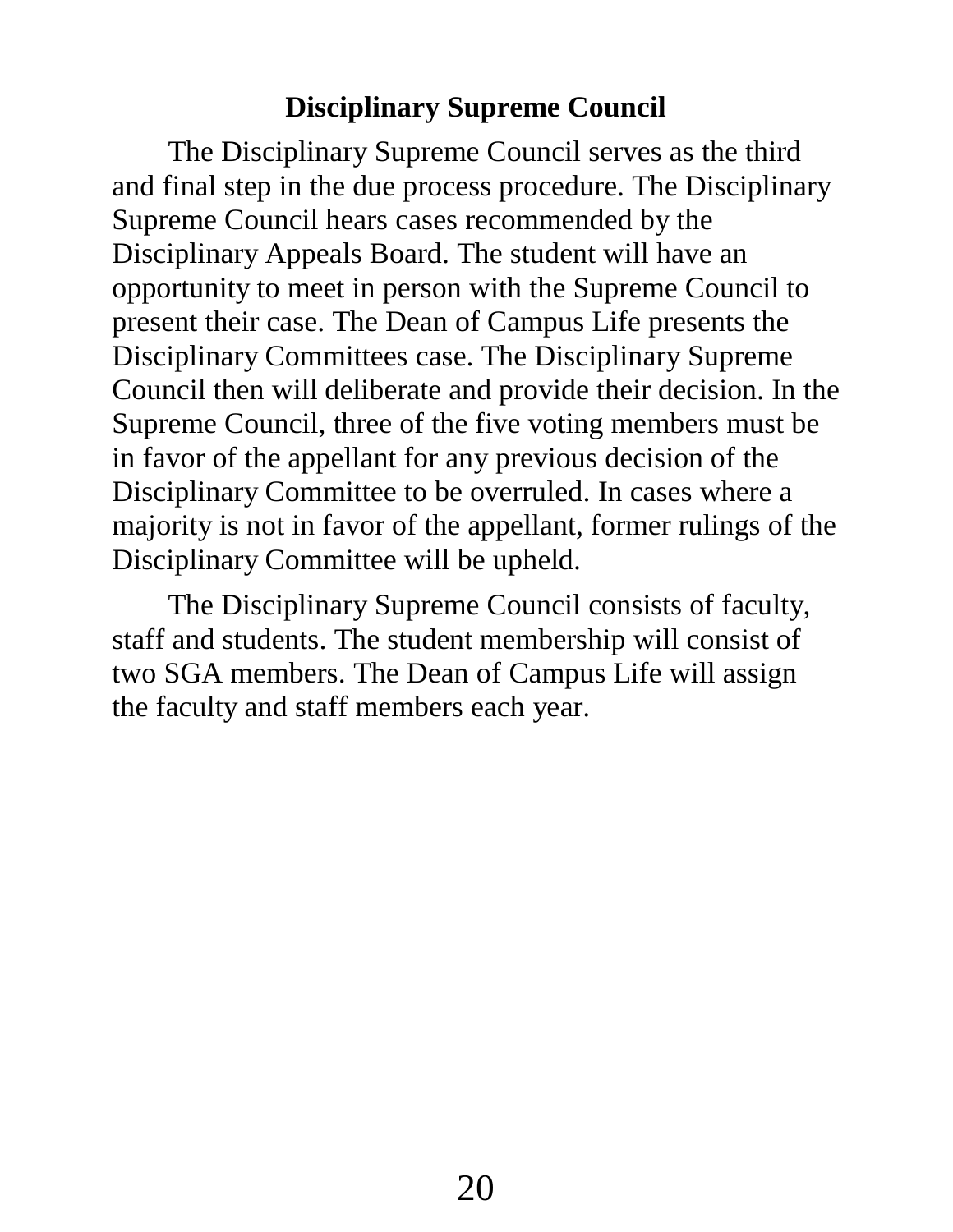## Disciplinary Supreme Council

The Disciplinary Supreme Council serves as the third and final step in the due process procedure. The Disciplinary Supreme Council hears cases recommended by the Disciplinary Appeals Board. The student will have an opportunity to meet in person with the Supreme Council to present their case. The Dean of Campus Life presents the Disciplinary Committees case. The Disciplinary Supreme Council then will deliberate and provide their decision. In the Supreme Council, three of the five voting members must be in favor of the appellant for any previous decision of the Disciplinary Committee to be overruled. In cases where a majority is not in favor of the appellant, former rulings of the Disciplinary Committee will be upheld.

The Disciplinary Supreme Council consists of faculty, staff and students. The student membership will consist of two SGA members. The Dean of Campus Life will assign the faculty and staff members each year.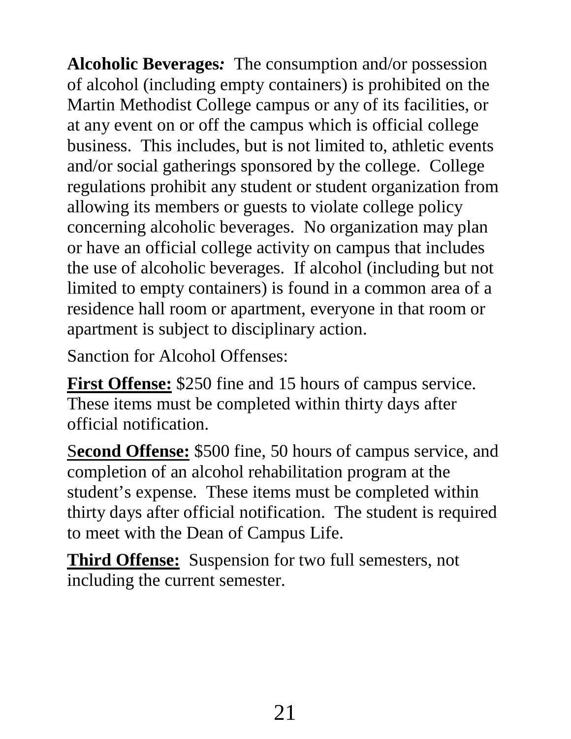**Alcoholic Beverages*:*** The consumption and/or possession of alcohol (including empty containers) is prohibited on the Martin Methodist College campus or any of its facilities, or at any event on or off the campus which is official college business. This includes, but is not limited to, athletic events and/or social gatherings sponsored by the college. College regulations prohibit any student or student organization from allowing its members or guests to violate college policy concerning alcoholic beverages. No organization may plan or have an official college activity on campus that includes the use of alcoholic beverages. If alcohol (including but not limited to empty containers) is found in a common area of a residence hall room or apartment, everyone in that room or apartment is subject to disciplinary action.

Sanction for Alcohol Offenses:

**First Offense:** $250 fine and 15 hours of campus service. These items must be completed within thirty days after official notification.

**Second Offense:** $500 fine, 50 hours of campus service, and completion of an alcohol rehabilitation program at the student's expense. These items must be completed within thirty days after official notification. The student is required to meet with the Dean of Campus Life.

**Third Offense:** Suspension for two full semesters, not including the current semester.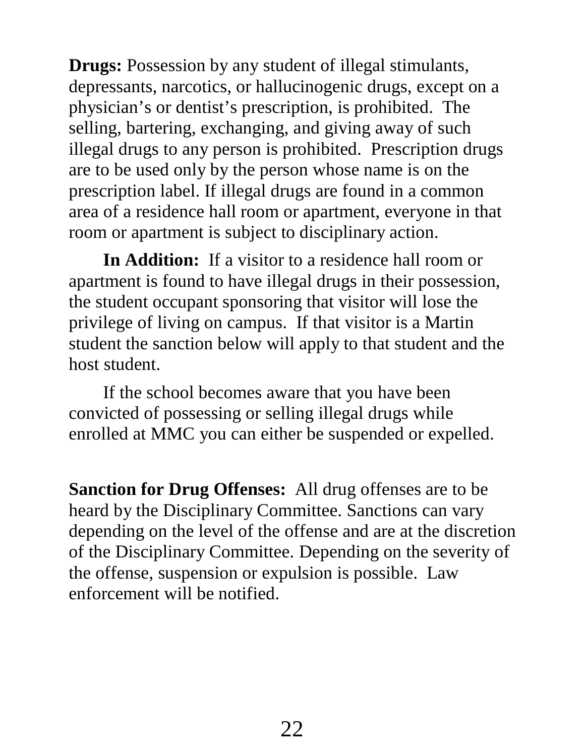**Drugs:** Possession by any student of illegal stimulants, depressants, narcotics, or hallucinogenic drugs, except on a physician's or dentist's prescription, is prohibited. The selling, bartering, exchanging, and giving away of such illegal drugs to any person is prohibited. Prescription drugs are to be used only by the person whose name is on the prescription label. If illegal drugs are found in a common area of a residence hall room or apartment, everyone in that room or apartment is subject to disciplinary action.

**In Addition:** If a visitor to a residence hall room or apartment is found to have illegal drugs in their possession, the student occupant sponsoring that visitor will lose the privilege of living on campus. If that visitor is a Martin student the sanction below will apply to that student and the host student.

If the school becomes aware that you have been convicted of possessing or selling illegal drugs while enrolled at MMC you can either be suspended or expelled.

**Sanction for Drug Offenses:** All drug offenses are to be heard by the Disciplinary Committee. Sanctions can vary depending on the level of the offense and are at the discretion of the Disciplinary Committee. Depending on the severity of the offense, suspension or expulsion is possible. Law enforcement will be notified.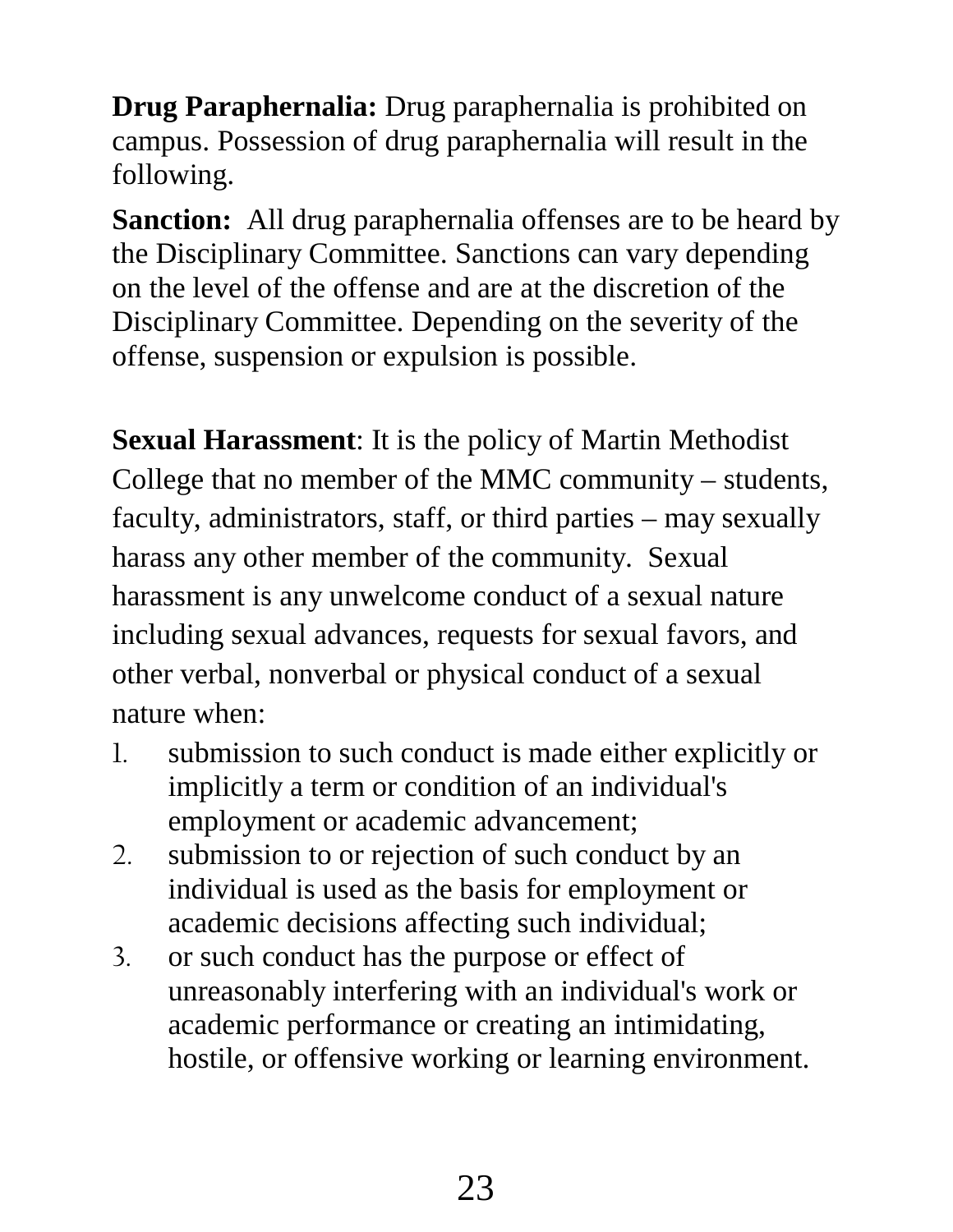**Drug Paraphernalia:** Drug paraphernalia is prohibited on campus. Possession of drug paraphernalia will result in the following.

**Sanction:** All drug paraphernalia offenses are to be heard by the Disciplinary Committee. Sanctions can vary depending on the level of the offense and are at the discretion of the Disciplinary Committee. Depending on the severity of the offense, suspension or expulsion is possible.

**Sexual Harassment**: It is the policy of Martin Methodist College that no member of the MMC community – students, faculty, administrators, staff, or third parties – may sexually harass any other member of the community. Sexual harassment is any unwelcome conduct of a sexual nature including sexual advances, requests for sexual favors, and other verbal, nonverbal or physical conduct of a sexual nature when:

1. submission to such conduct is made either explicitly or implicitly a term or condition of an individual's employment or academic advancement;
2. submission to or rejection of such conduct by an individual is used as the basis for employment or academic decisions affecting such individual;
3. or such conduct has the purpose or effect of unreasonably interfering with an individual's work or academic performance or creating an intimidating, hostile, or offensive working or learning environment.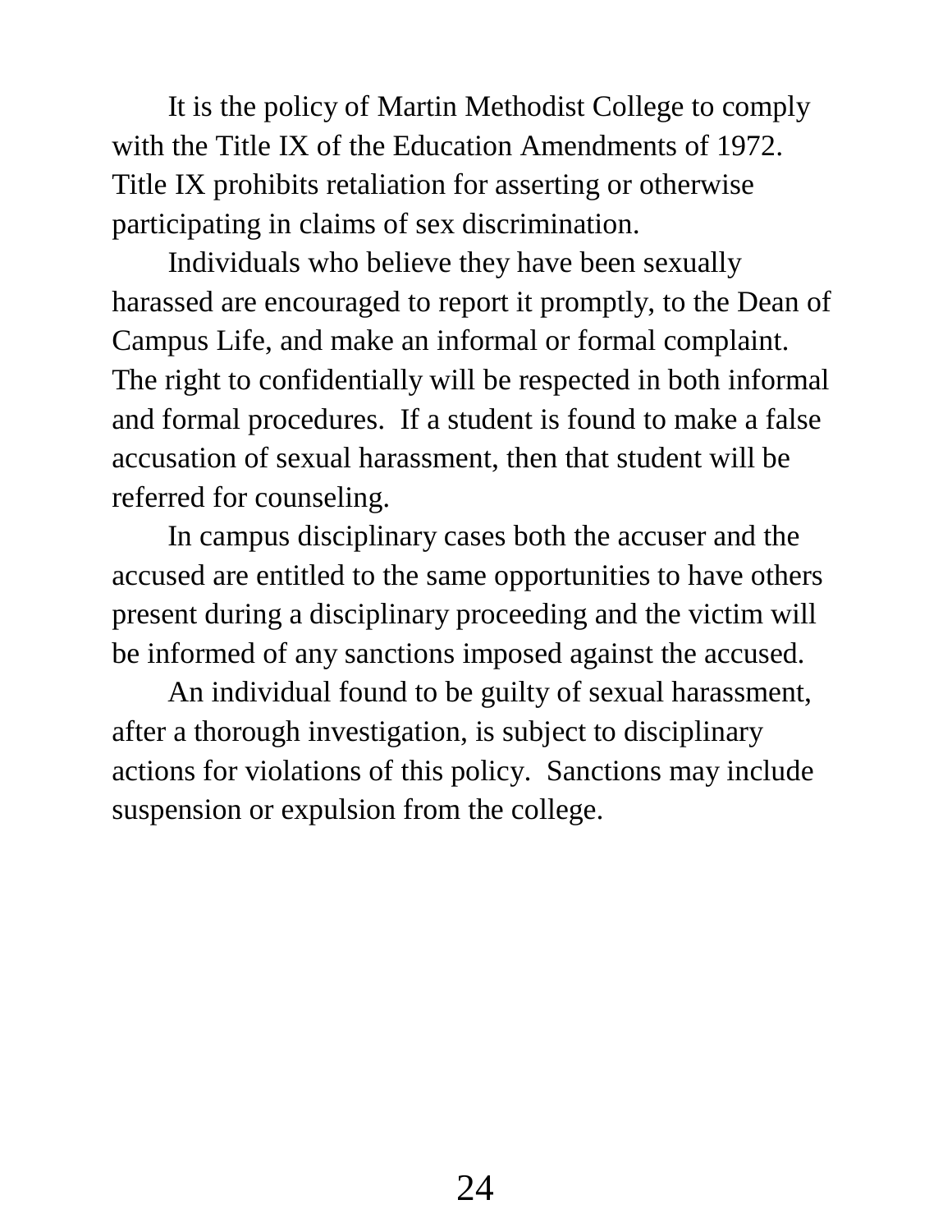It is the policy of Martin Methodist College to comply with the Title IX of the Education Amendments of 1972. Title IX prohibits retaliation for asserting or otherwise participating in claims of sex discrimination.

Individuals who believe they have been sexually harassed are encouraged to report it promptly, to the Dean of Campus Life, and make an informal or formal complaint. The right to confidentially will be respected in both informal and formal procedures. If a student is found to make a false accusation of sexual harassment, then that student will be referred for counseling.

In campus disciplinary cases both the accuser and the accused are entitled to the same opportunities to have others present during a disciplinary proceeding and the victim will be informed of any sanctions imposed against the accused.

An individual found to be guilty of sexual harassment, after a thorough investigation, is subject to disciplinary actions for violations of this policy. Sanctions may include suspension or expulsion from the college.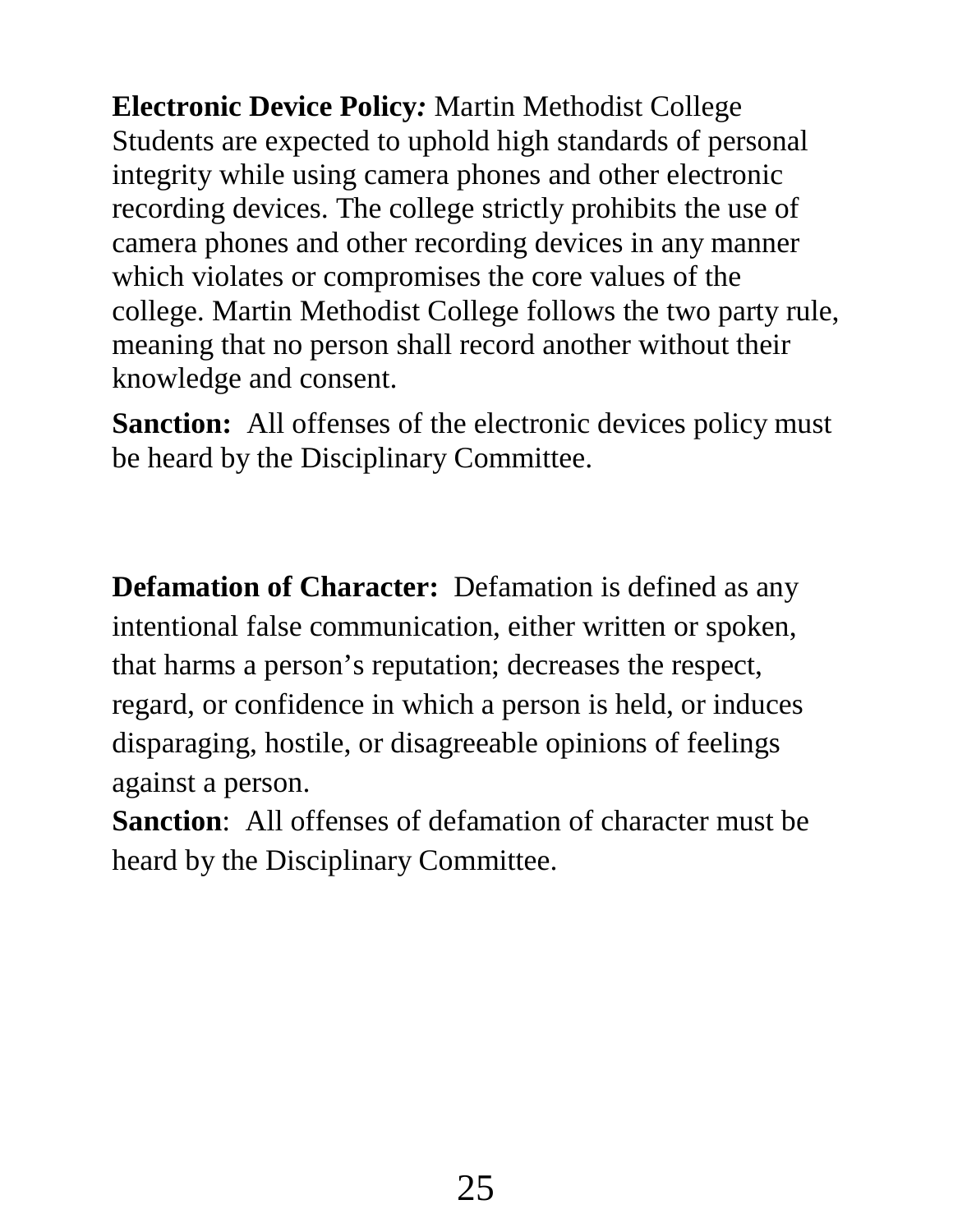**Electronic Device Policy*:*** Martin Methodist College Students are expected to uphold high standards of personal integrity while using camera phones and other electronic recording devices. The college strictly prohibits the use of camera phones and other recording devices in any manner which violates or compromises the core values of the college. Martin Methodist College follows the two party rule, meaning that no person shall record another without their knowledge and consent.

**Sanction:** All offenses of the electronic devices policy must be heard by the Disciplinary Committee.

**Defamation of Character:** Defamation is defined as any intentional false communication, either written or spoken, that harms a person's reputation; decreases the respect, regard, or confidence in which a person is held, or induces disparaging, hostile, or disagreeable opinions of feelings against a person.

**Sanction**: All offenses of defamation of character must be heard by the Disciplinary Committee.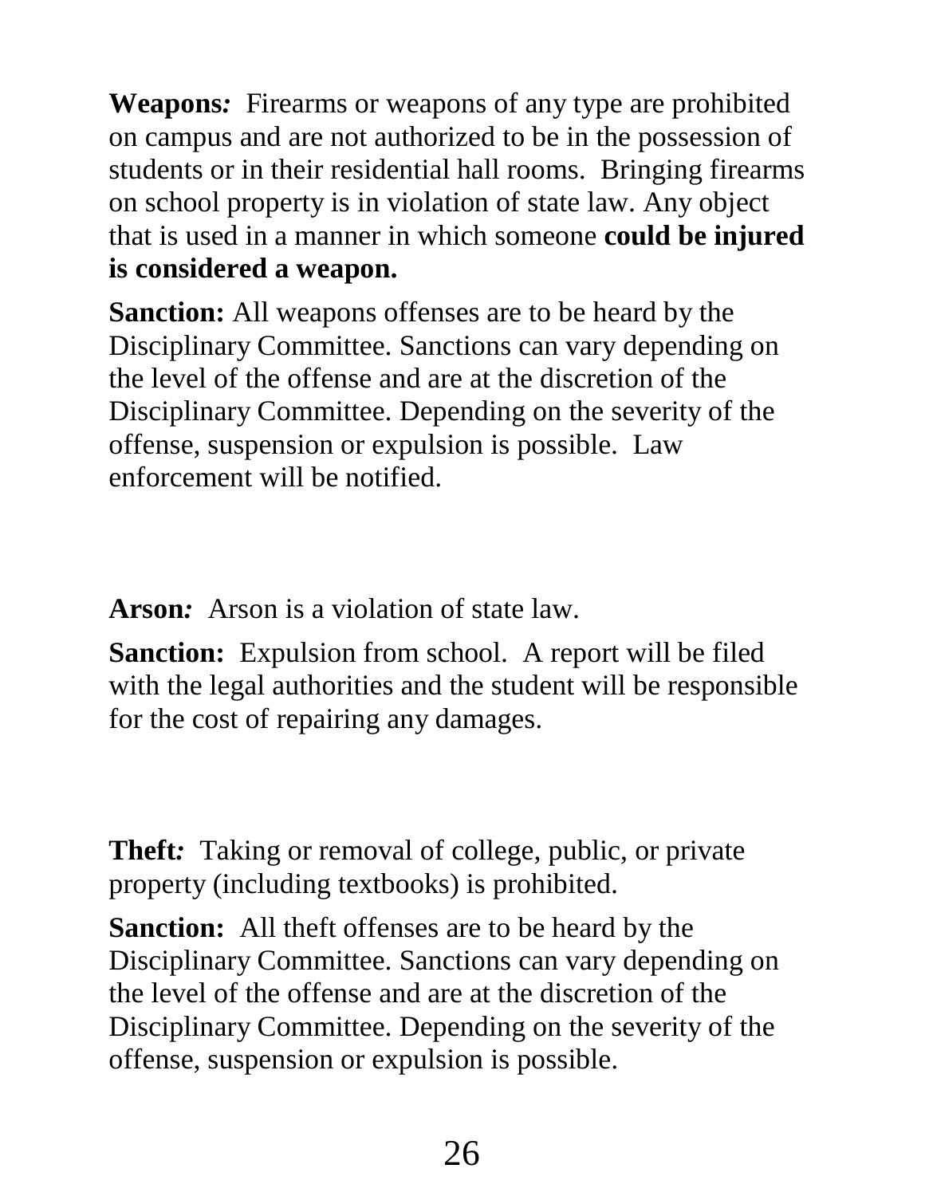**Weapons:** Firearms or weapons of any type are prohibited on campus and are not authorized to be in the possession of students or in their residential hall rooms. Bringing firearms on school property is in violation of state law. Any object that is used in a manner in which someone **could be injured is considered a weapon.**

**Sanction:** All weapons offenses are to be heard by the Disciplinary Committee. Sanctions can vary depending on the level of the offense and are at the discretion of the Disciplinary Committee. Depending on the severity of the offense, suspension or expulsion is possible. Law enforcement will be notified.

**Arson:** Arson is a violation of state law.

**Sanction:** Expulsion from school. A report will be filed with the legal authorities and the student will be responsible for the cost of repairing any damages.

**Theft:** Taking or removal of college, public, or private property (including textbooks) is prohibited.

**Sanction:** All theft offenses are to be heard by the Disciplinary Committee. Sanctions can vary depending on the level of the offense and are at the discretion of the Disciplinary Committee. Depending on the severity of the offense, suspension or expulsion is possible.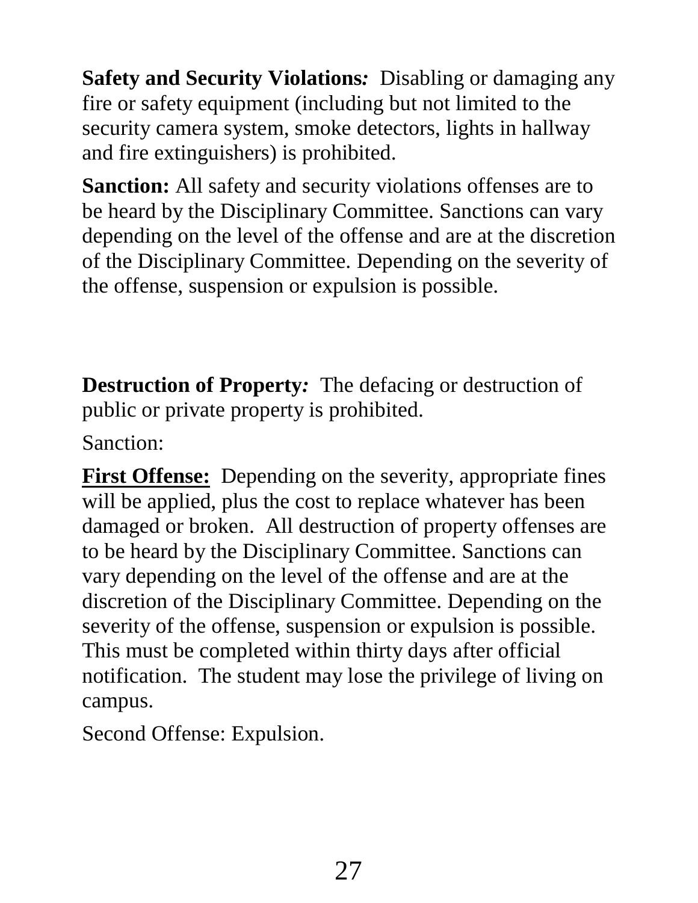**Safety and Security Violations*:*** Disabling or damaging any fire or safety equipment (including but not limited to the security camera system, smoke detectors, lights in hallway and fire extinguishers) is prohibited.

**Sanction:** All safety and security violations offenses are to be heard by the Disciplinary Committee. Sanctions can vary depending on the level of the offense and are at the discretion of the Disciplinary Committee. Depending on the severity of the offense, suspension or expulsion is possible.

**Destruction of Property*:*** The defacing or destruction of public or private property is prohibited.

Sanction:

**<u>First Offense:</u>** Depending on the severity, appropriate fines will be applied, plus the cost to replace whatever has been damaged or broken. All destruction of property offenses are to be heard by the Disciplinary Committee. Sanctions can vary depending on the level of the offense and are at the discretion of the Disciplinary Committee. Depending on the severity of the offense, suspension or expulsion is possible. This must be completed within thirty days after official notification. The student may lose the privilege of living on campus.

Second Offense: Expulsion.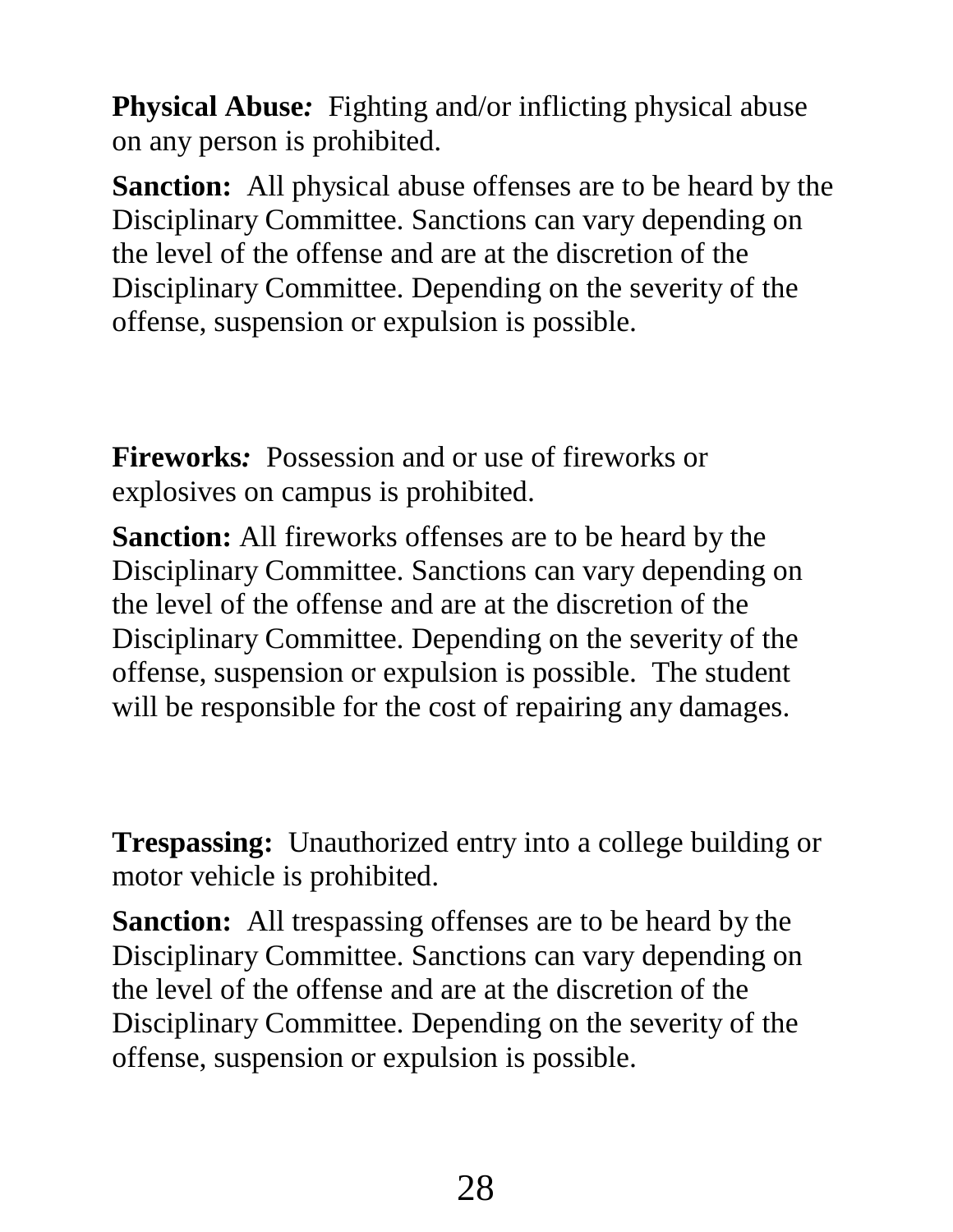**Physical Abuse***:* Fighting and/or inflicting physical abuse on any person is prohibited.

**Sanction:** All physical abuse offenses are to be heard by the Disciplinary Committee. Sanctions can vary depending on the level of the offense and are at the discretion of the Disciplinary Committee. Depending on the severity of the offense, suspension or expulsion is possible.

**Fireworks***:* Possession and or use of fireworks or explosives on campus is prohibited.

**Sanction:** All fireworks offenses are to be heard by the Disciplinary Committee. Sanctions can vary depending on the level of the offense and are at the discretion of the Disciplinary Committee. Depending on the severity of the offense, suspension or expulsion is possible. The student will be responsible for the cost of repairing any damages.

**Trespassing:** Unauthorized entry into a college building or motor vehicle is prohibited.

**Sanction:** All trespassing offenses are to be heard by the Disciplinary Committee. Sanctions can vary depending on the level of the offense and are at the discretion of the Disciplinary Committee. Depending on the severity of the offense, suspension or expulsion is possible.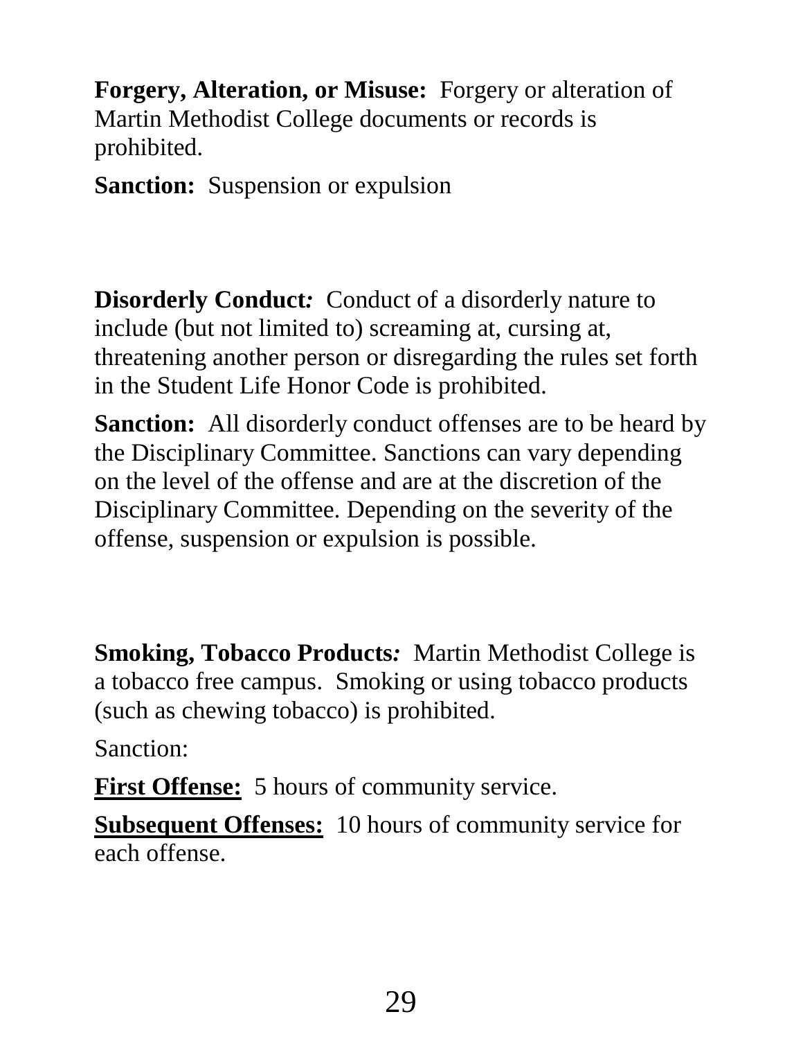**Forgery, Alteration, or Misuse:** Forgery or alteration of Martin Methodist College documents or records is prohibited.

**Sanction:** Suspension or expulsion

**Disorderly Conduct*:*** Conduct of a disorderly nature to include (but not limited to) screaming at, cursing at, threatening another person or disregarding the rules set forth in the Student Life Honor Code is prohibited.

**Sanction:** All disorderly conduct offenses are to be heard by the Disciplinary Committee. Sanctions can vary depending on the level of the offense and are at the discretion of the Disciplinary Committee. Depending on the severity of the offense, suspension or expulsion is possible.

**Smoking, Tobacco Products*:*** Martin Methodist College is a tobacco free campus. Smoking or using tobacco products (such as chewing tobacco) is prohibited.

Sanction:

**First Offense:** 5 hours of community service.

**Subsequent Offenses:** 10 hours of community service for each offense.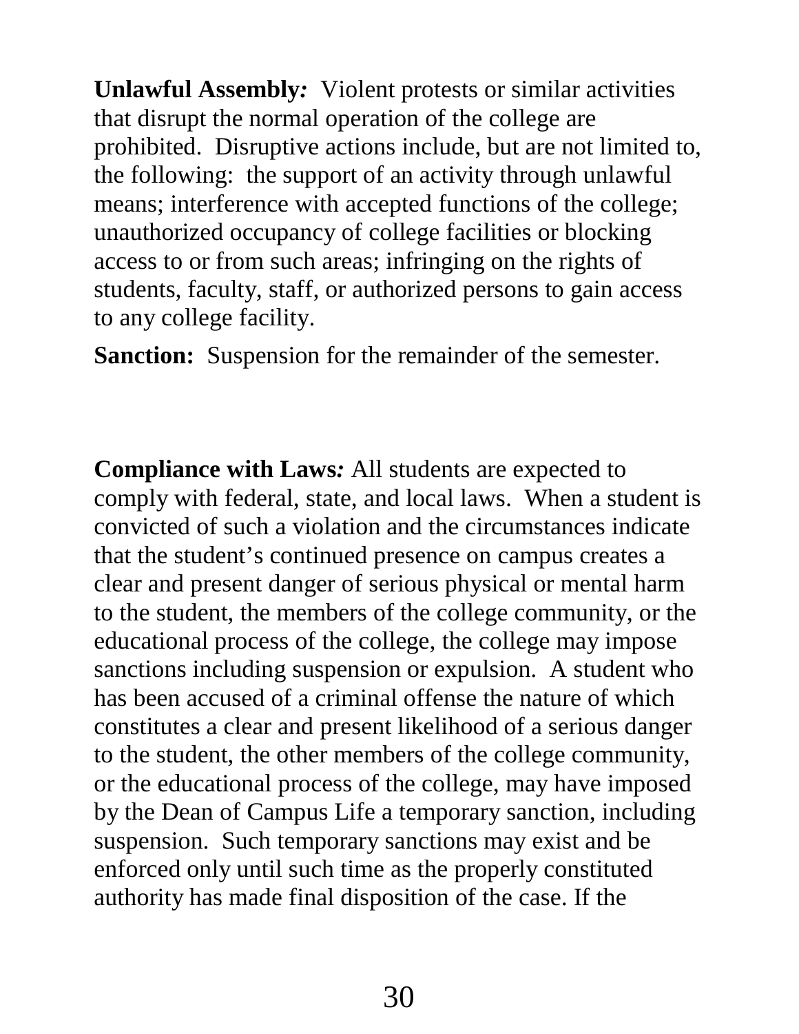**Unlawful Assembly:** Violent protests or similar activities that disrupt the normal operation of the college are prohibited. Disruptive actions include, but are not limited to, the following: the support of an activity through unlawful means; interference with accepted functions of the college; unauthorized occupancy of college facilities or blocking access to or from such areas; infringing on the rights of students, faculty, staff, or authorized persons to gain access to any college facility.

**Sanction:** Suspension for the remainder of the semester.

**Compliance with Laws:** All students are expected to comply with federal, state, and local laws. When a student is convicted of such a violation and the circumstances indicate that the student's continued presence on campus creates a clear and present danger of serious physical or mental harm to the student, the members of the college community, or the educational process of the college, the college may impose sanctions including suspension or expulsion. A student who has been accused of a criminal offense the nature of which constitutes a clear and present likelihood of a serious danger to the student, the other members of the college community, or the educational process of the college, may have imposed by the Dean of Campus Life a temporary sanction, including suspension. Such temporary sanctions may exist and be enforced only until such time as the properly constituted authority has made final disposition of the case. If the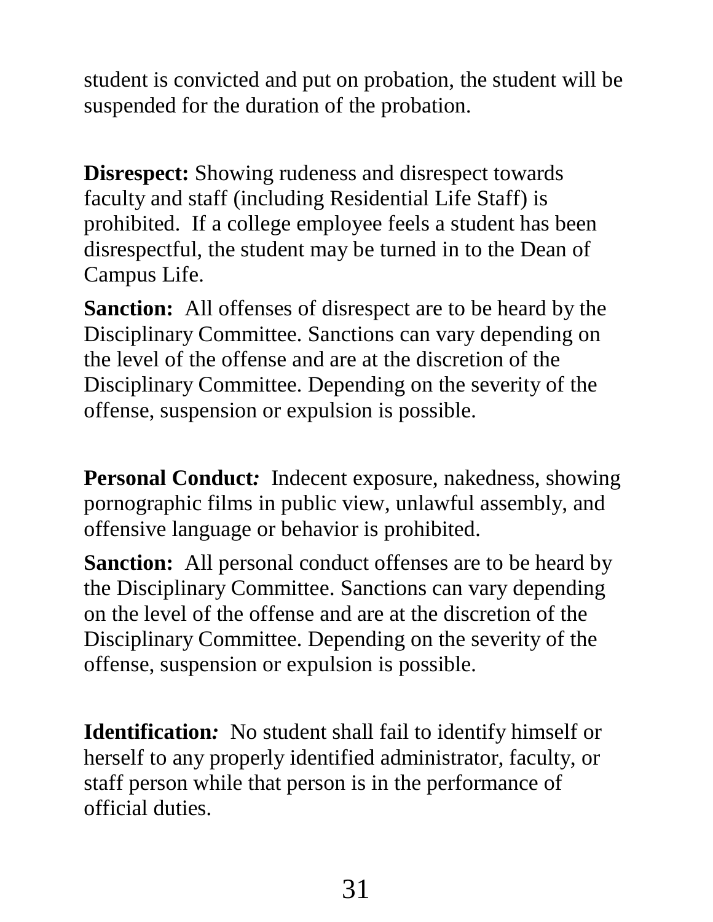student is convicted and put on probation, the student will be suspended for the duration of the probation.

**Disrespect:** Showing rudeness and disrespect towards faculty and staff (including Residential Life Staff) is prohibited. If a college employee feels a student has been disrespectful, the student may be turned in to the Dean of Campus Life.

**Sanction:** All offenses of disrespect are to be heard by the Disciplinary Committee. Sanctions can vary depending on the level of the offense and are at the discretion of the Disciplinary Committee. Depending on the severity of the offense, suspension or expulsion is possible.

**Personal Conduct*:*** Indecent exposure, nakedness, showing pornographic films in public view, unlawful assembly, and offensive language or behavior is prohibited.

**Sanction:** All personal conduct offenses are to be heard by the Disciplinary Committee. Sanctions can vary depending on the level of the offense and are at the discretion of the Disciplinary Committee. Depending on the severity of the offense, suspension or expulsion is possible.

**Identification*:*** No student shall fail to identify himself or herself to any properly identified administrator, faculty, or staff person while that person is in the performance of official duties.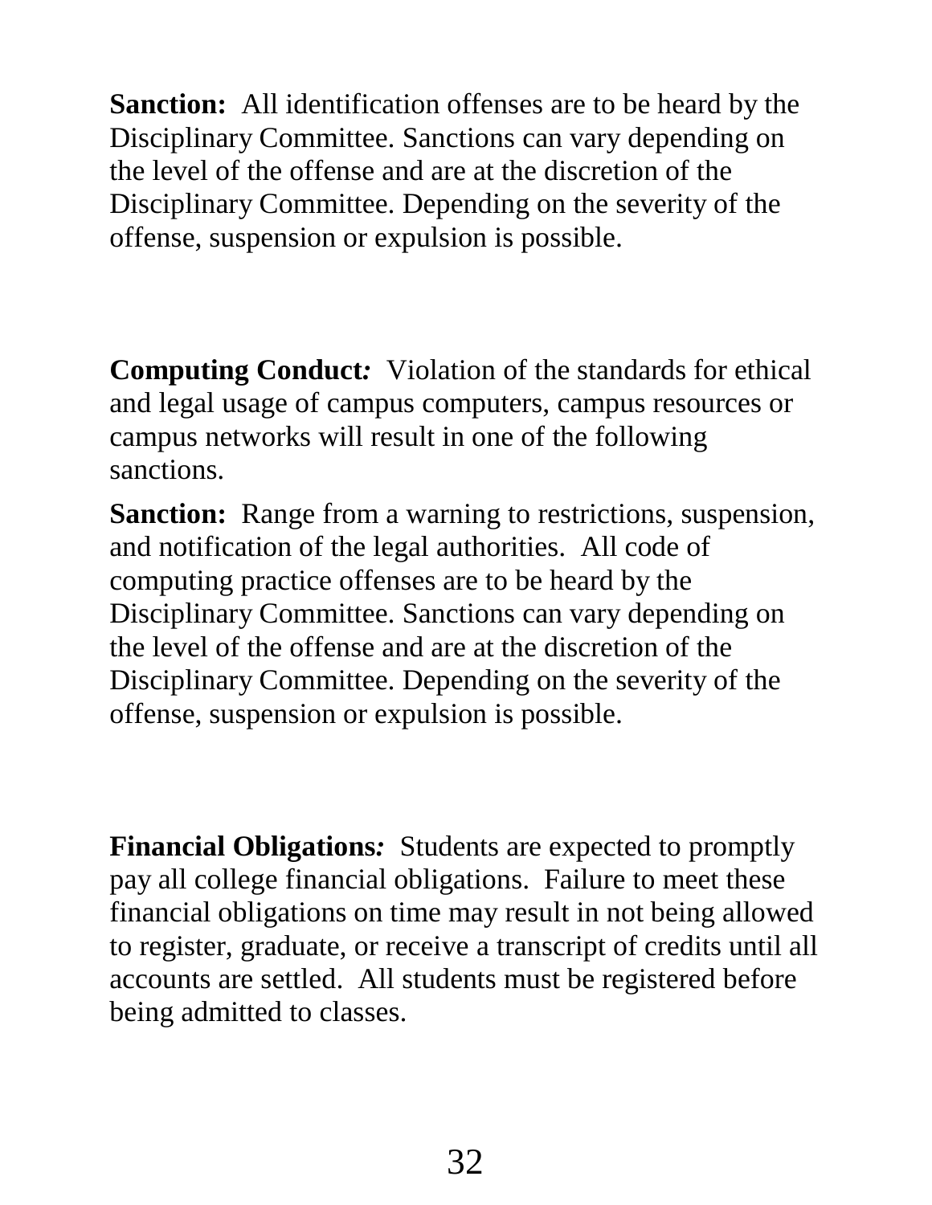**Sanction:** All identification offenses are to be heard by the Disciplinary Committee. Sanctions can vary depending on the level of the offense and are at the discretion of the Disciplinary Committee. Depending on the severity of the offense, suspension or expulsion is possible.

**Computing Conduct***:* Violation of the standards for ethical and legal usage of campus computers, campus resources or campus networks will result in one of the following sanctions.

**Sanction:** Range from a warning to restrictions, suspension, and notification of the legal authorities. All code of computing practice offenses are to be heard by the Disciplinary Committee. Sanctions can vary depending on the level of the offense and are at the discretion of the Disciplinary Committee. Depending on the severity of the offense, suspension or expulsion is possible.

**Financial Obligations***:* Students are expected to promptly pay all college financial obligations. Failure to meet these financial obligations on time may result in not being allowed to register, graduate, or receive a transcript of credits until all accounts are settled. All students must be registered before being admitted to classes.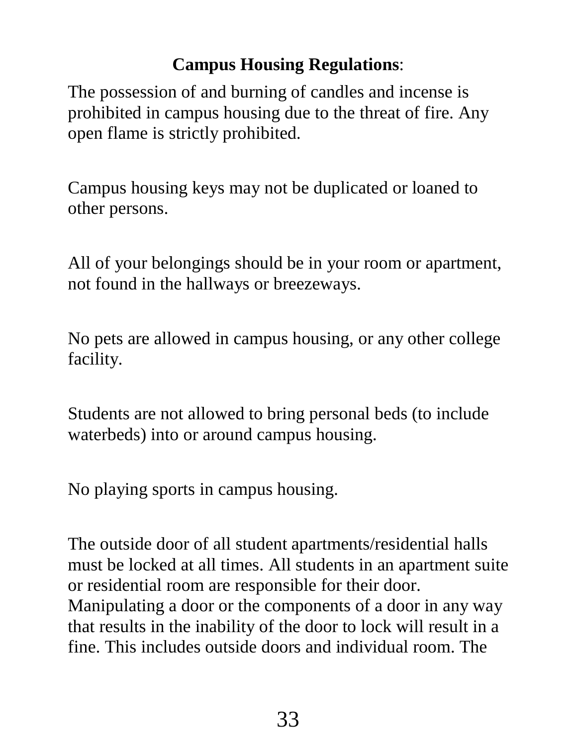**Campus Housing Regulations**:

The possession of and burning of candles and incense is prohibited in campus housing due to the threat of fire. Any open flame is strictly prohibited.

Campus housing keys may not be duplicated or loaned to other persons.

All of your belongings should be in your room or apartment, not found in the hallways or breezeways.

No pets are allowed in campus housing, or any other college facility.

Students are not allowed to bring personal beds (to include waterbeds) into or around campus housing.

No playing sports in campus housing.

The outside door of all student apartments/residential halls must be locked at all times. All students in an apartment suite or residential room are responsible for their door. Manipulating a door or the components of a door in any way that results in the inability of the door to lock will result in a fine. This includes outside doors and individual room. The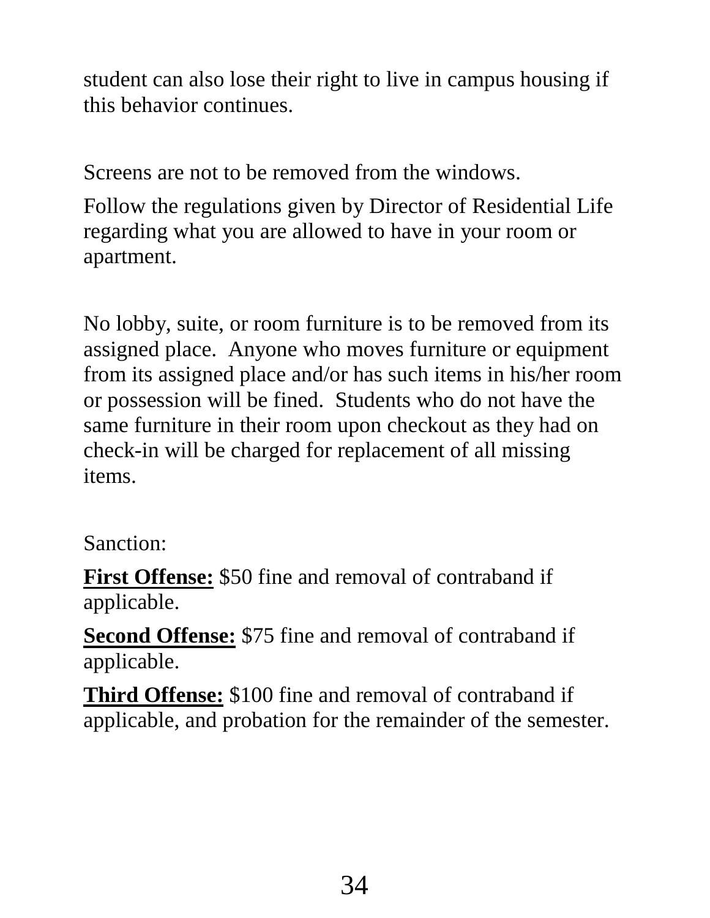student can also lose their right to live in campus housing if this behavior continues.

Screens are not to be removed from the windows.

Follow the regulations given by Director of Residential Life regarding what you are allowed to have in your room or apartment.

No lobby, suite, or room furniture is to be removed from its assigned place. Anyone who moves furniture or equipment from its assigned place and/or has such items in his/her room or possession will be fined. Students who do not have the same furniture in their room upon checkout as they had on check-in will be charged for replacement of all missing items.

Sanction:

**First Offense:** $50 fine and removal of contraband if applicable.

**Second Offense:** $75 fine and removal of contraband if applicable.

**Third Offense:** $100 fine and removal of contraband if applicable, and probation for the remainder of the semester.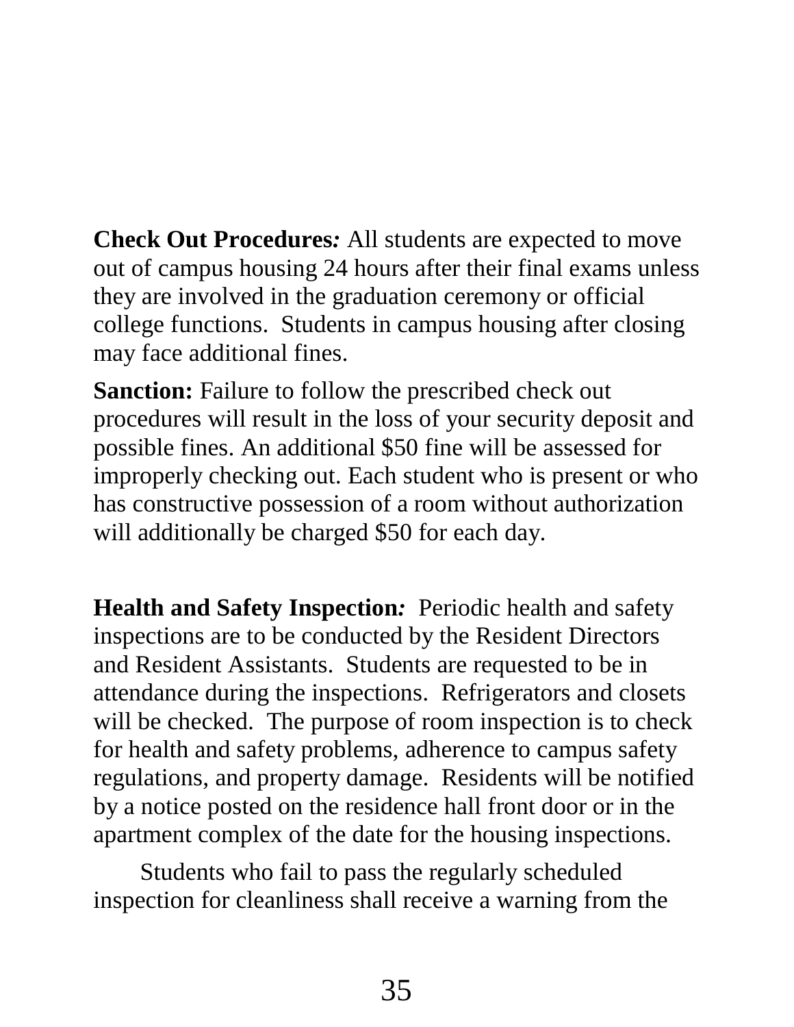**Check Out Procedures*:*** All students are expected to move out of campus housing 24 hours after their final exams unless they are involved in the graduation ceremony or official college functions. Students in campus housing after closing may face additional fines.

**Sanction:** Failure to follow the prescribed check out procedures will result in the loss of your security deposit and possible fines. An additional $50 fine will be assessed for improperly checking out. Each student who is present or who has constructive possession of a room without authorization will additionally be charged $50 for each day.

**Health and Safety Inspection*:*** Periodic health and safety inspections are to be conducted by the Resident Directors and Resident Assistants. Students are requested to be in attendance during the inspections. Refrigerators and closets will be checked. The purpose of room inspection is to check for health and safety problems, adherence to campus safety regulations, and property damage. Residents will be notified by a notice posted on the residence hall front door or in the apartment complex of the date for the housing inspections.

Students who fail to pass the regularly scheduled inspection for cleanliness shall receive a warning from the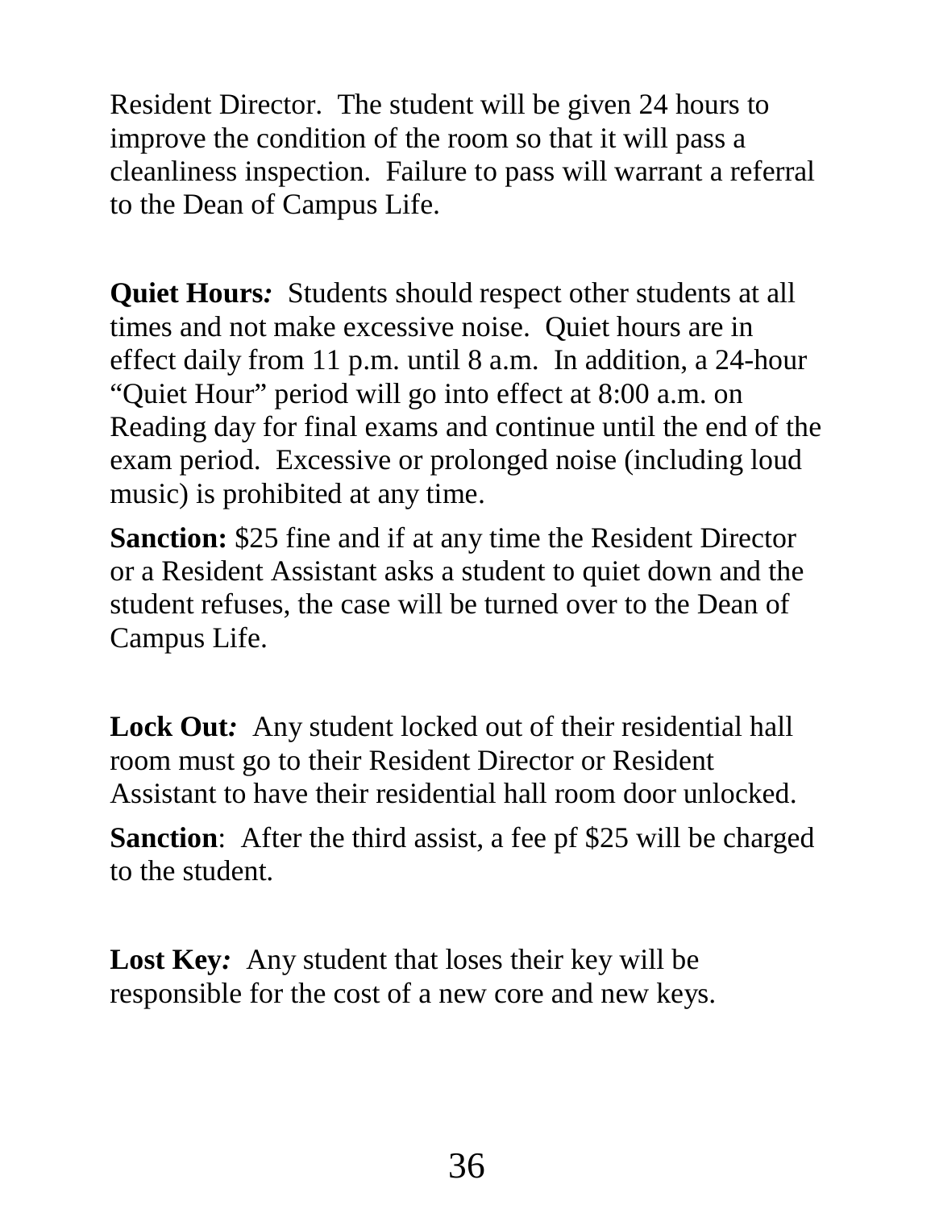Resident Director. The student will be given 24 hours to improve the condition of the room so that it will pass a cleanliness inspection. Failure to pass will warrant a referral to the Dean of Campus Life.

**Quiet Hours*:*** Students should respect other students at all times and not make excessive noise. Quiet hours are in effect daily from 11 p.m. until 8 a.m. In addition, a 24-hour "Quiet Hour" period will go into effect at 8:00 a.m. on Reading day for final exams and continue until the end of the exam period. Excessive or prolonged noise (including loud music) is prohibited at any time.

**Sanction:** $25 fine and if at any time the Resident Director or a Resident Assistant asks a student to quiet down and the student refuses, the case will be turned over to the Dean of Campus Life.

**Lock Out*:*** Any student locked out of their residential hall room must go to their Resident Director or Resident Assistant to have their residential hall room door unlocked.

**Sanction**: After the third assist, a fee pf $25 will be charged to the student.

**Lost Key*:*** Any student that loses their key will be responsible for the cost of a new core and new keys.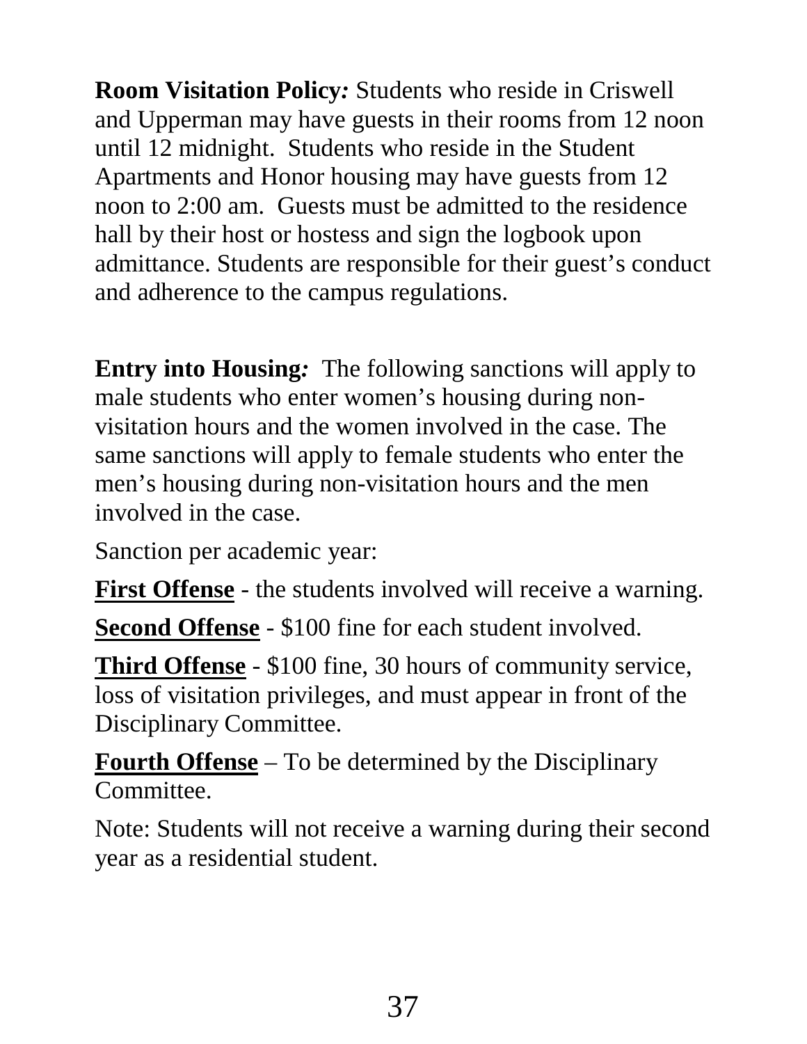**Room Visitation Policy:** Students who reside in Criswell and Upperman may have guests in their rooms from 12 noon until 12 midnight. Students who reside in the Student Apartments and Honor housing may have guests from 12 noon to 2:00 am. Guests must be admitted to the residence hall by their host or hostess and sign the logbook upon admittance. Students are responsible for their guest's conduct and adherence to the campus regulations.

**Entry into Housing:** The following sanctions will apply to male students who enter women's housing during non-visitation hours and the women involved in the case. The same sanctions will apply to female students who enter the men's housing during non-visitation hours and the men involved in the case.

Sanction per academic year:

**First Offense** - the students involved will receive a warning.

**Second Offense** - $100 fine for each student involved.

**Third Offense** - $100 fine, 30 hours of community service, loss of visitation privileges, and must appear in front of the Disciplinary Committee.

**Fourth Offense** – To be determined by the Disciplinary Committee.

Note: Students will not receive a warning during their second year as a residential student.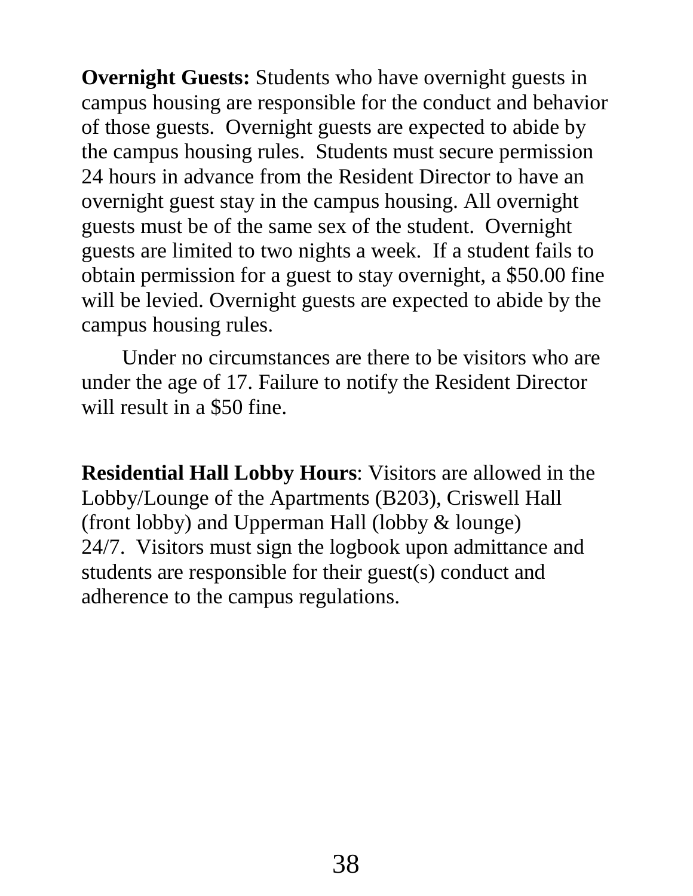**Overnight Guests:** Students who have overnight guests in campus housing are responsible for the conduct and behavior of those guests. Overnight guests are expected to abide by the campus housing rules. Students must secure permission 24 hours in advance from the Resident Director to have an overnight guest stay in the campus housing. All overnight guests must be of the same sex of the student. Overnight guests are limited to two nights a week. If a student fails to obtain permission for a guest to stay overnight, a $50.00 fine will be levied. Overnight guests are expected to abide by the campus housing rules.

Under no circumstances are there to be visitors who are under the age of 17. Failure to notify the Resident Director will result in a $50 fine.

**Residential Hall Lobby Hours**: Visitors are allowed in the Lobby/Lounge of the Apartments (B203), Criswell Hall (front lobby) and Upperman Hall (lobby & lounge) 24/7. Visitors must sign the logbook upon admittance and students are responsible for their guest(s) conduct and adherence to the campus regulations.